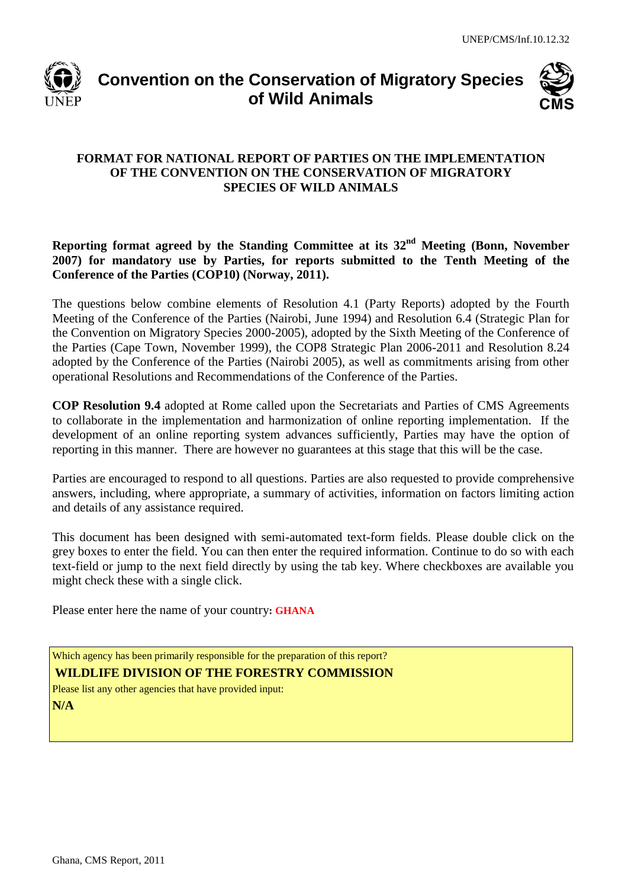UNEP/CMS/Inf.10.12.32

# Convention on the Conservation of Migratory Species of Wild Animals

## FORMAT FOR NATIONAL REPORT OF PARTIES ON THE IMPLEMENTATION OF THE CONVENTION ON THE CONSERVATION OF MIGRATORY SPECIES OF WILD ANIMALS

**Reporting format agreed by the Standing Committee at its 32nd Meeting (Bonn, November 2007) for mandatory use by Parties, for reports submitted to the Tenth Meeting of the Conference of the Parties (COP10) (Norway, 2011).**

The questions below combine elements of Resolution 4.1 (Party Reports) adopted by the Fourth Meeting of the Conference of the Parties (Nairobi, June 1994) and Resolution 6.4 (Strategic Plan for the Convention on Migratory Species 2000-2005), adopted by the Sixth Meeting of the Conference of the Parties (Cape Town, November 1999), the COP8 Strategic Plan 2006-2011 and Resolution 8.24 adopted by the Conference of the Parties (Nairobi 2005), as well as commitments arising from other operational Resolutions and Recommendations of the Conference of the Parties.

**COP Resolution 9.4** adopted at Rome called upon the Secretariats and Parties of CMS Agreements to collaborate in the implementation and harmonization of online reporting implementation. If the development of an online reporting system advances sufficiently, Parties may have the option of reporting in this manner. There are however no guarantees at this stage that this will be the case.

Parties are encouraged to respond to all questions. Parties are also requested to provide comprehensive answers, including, where appropriate, a summary of activities, information on factors limiting action and details of any assistance required.

This document has been designed with semi-automated text-form fields. Please double click on the grey boxes to enter the field. You can then enter the required information. Continue to do so with each text-field or jump to the next field directly by using the tab key. Where checkboxes are available you might check these with a single click.

Please enter here the name of your country: **GHANA**

Which agency has been primarily responsible for the preparation of this report?

**WILDLIFE DIVISION OF THE FORESTRY COMMISSION**

Please list any other agencies that have provided input:

**N/A**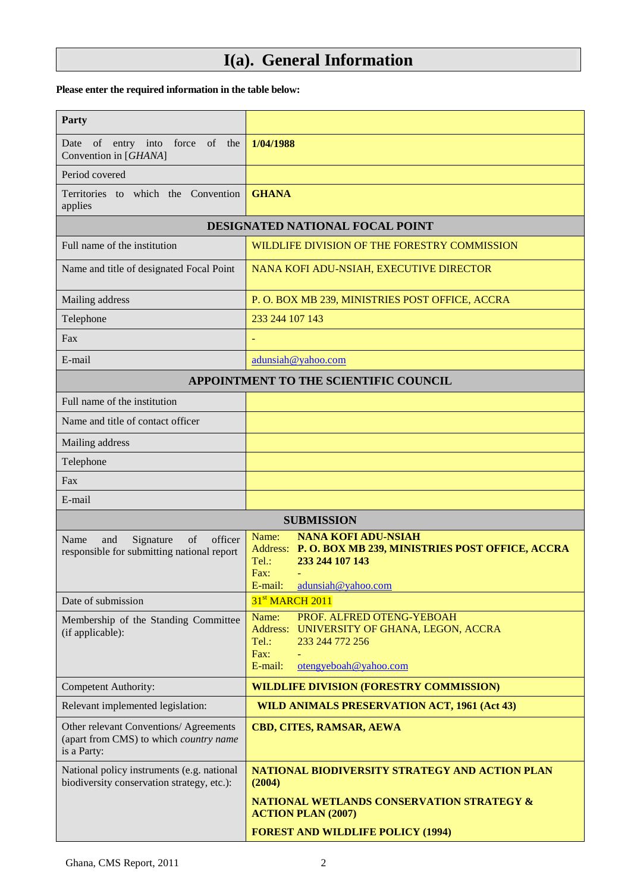# I(a). General Information

**Please enter the required information in the table below:**

| **Party** | |
|---|---|
| Date of entry into force of the Convention in [*GHANA*] | **1/04/1988** |
| Period covered | |
| Territories to which the Convention applies | **GHANA** |
| **DESIGNATED NATIONAL FOCAL POINT** | |
| Full name of the institution | WILDLIFE DIVISION OF THE FORESTRY COMMISSION |
| Name and title of designated Focal Point | NANA KOFI ADU-NSIAH, EXECUTIVE DIRECTOR |
| Mailing address | P. O. BOX MB 239, MINISTRIES POST OFFICE, ACCRA |
| Telephone | 233 244 107 143 |
| Fax | - |
| E-mail | adunsiah@yahoo.com |
| **APPOINTMENT TO THE SCIENTIFIC COUNCIL** | |
| Full name of the institution | |
| Name and title of contact officer | |
| Mailing address | |
| Telephone | |
| Fax | |
| E-mail | |
| **SUBMISSION** | |
| Name and Signature of officer responsible for submitting national report | Name: **NANA KOFI ADU-NSIAH**<br>Address: **P. O. BOX MB 239, MINISTRIES POST OFFICE, ACCRA**<br>Tel.: **233 244 107 143**<br>Fax: -<br>E-mail: adunsiah@yahoo.com |
| Date of submission | 31st MARCH 2011 |
| Membership of the Standing Committee (if applicable): | Name: PROF. ALFRED OTENG-YEBOAH<br>Address: UNIVERSITY OF GHANA, LEGON, ACCRA<br>Tel.: 233 244 772 256<br>Fax: -<br>E-mail: otengyeboah@yahoo.com |
| Competent Authority: | **WILDLIFE DIVISION (FORESTRY COMMISSION)** |
| Relevant implemented legislation: | **WILD ANIMALS PRESERVATION ACT, 1961 (Act 43)** |
| Other relevant Conventions/ Agreements (apart from CMS) to which *country name* is a Party: | **CBD, CITES, RAMSAR, AEWA** |
| National policy instruments (e.g. national biodiversity conservation strategy, etc.): | **NATIONAL BIODIVERSITY STRATEGY AND ACTION PLAN (2004)**<br>**NATIONAL WETLANDS CONSERVATION STRATEGY & ACTION PLAN (2007)**<br>**FOREST AND WILDLIFE POLICY (1994)** |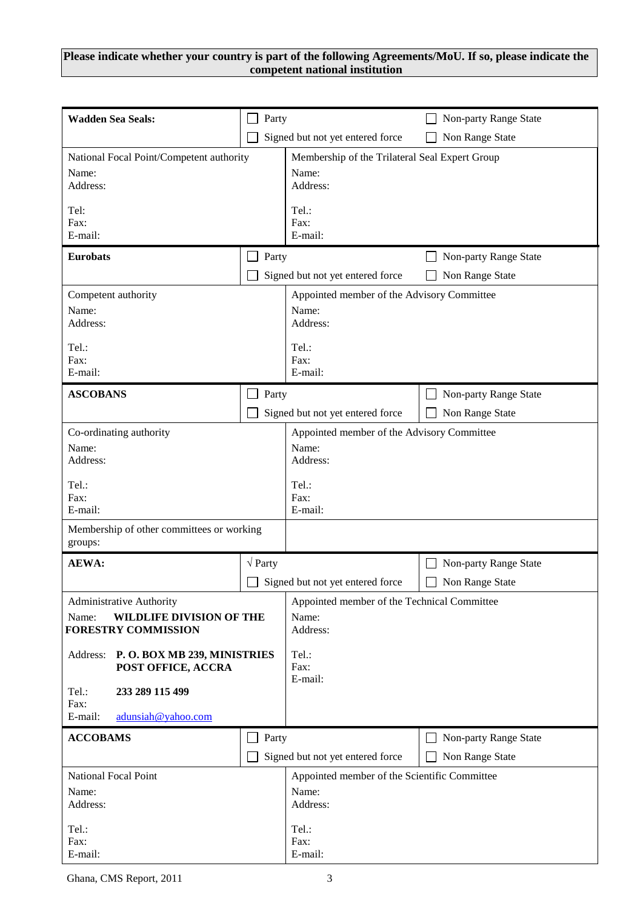**Please indicate whether your country is part of the following Agreements/MoU. If so, please indicate the competent national institution**

| **Wadden Sea Seals:** | ☐ Party | ☐ Non-party Range State |
|---|---|---|
| | ☐ Signed but not yet entered force | ☐ Non Range State |
| National Focal Point/Competent authority<br>Name:<br>Address:<br><br>Tel:<br>Fax:<br>E-mail: | Membership of the Trilateral Seal Expert Group<br>Name:<br>Address:<br><br>Tel.:<br>Fax:<br>E-mail: | |

| **Eurobats** | ☐ Party | ☐ Non-party Range State |
|---|---|---|
| | ☐ Signed but not yet entered force | ☐ Non Range State |
| Competent authority<br>Name:<br>Address:<br><br>Tel.:<br>Fax:<br>E-mail: | Appointed member of the Advisory Committee<br>Name:<br>Address:<br><br>Tel.:<br>Fax:<br>E-mail: | |

| **ASCOBANS** | ☐ Party | ☐ Non-party Range State |
|---|---|---|
| | ☐ Signed but not yet entered force | ☐ Non Range State |
| Co-ordinating authority<br>Name:<br>Address:<br><br>Tel.:<br>Fax:<br>E-mail: | Appointed member of the Advisory Committee<br>Name:<br>Address:<br><br>Tel.:<br>Fax:<br>E-mail: | |
| Membership of other committees or working groups: | | |

| **AEWA:** | √ Party | ☐ Non-party Range State |
|---|---|---|
| | ☐ Signed but not yet entered force | ☐ Non Range State |
| Administrative Authority<br>Name: **WILDLIFE DIVISION OF THE FORESTRY COMMISSION**<br><br>Address: **P. O. BOX MB 239, MINISTRIES POST OFFICE, ACCRA**<br><br>Tel.: **233 289 115 499**<br>Fax:<br>E-mail: adunsiah@yahoo.com | Appointed member of the Technical Committee<br>Name:<br>Address:<br><br>Tel.:<br>Fax:<br>E-mail: | |

| **ACCOBAMS** | ☐ Party | ☐ Non-party Range State |
|---|---|---|
| | ☐ Signed but not yet entered force | ☐ Non Range State |
| National Focal Point<br>Name:<br>Address:<br><br>Tel.:<br>Fax:<br>E-mail: | Appointed member of the Scientific Committee<br>Name:<br>Address:<br><br>Tel.:<br>Fax:<br>E-mail: | |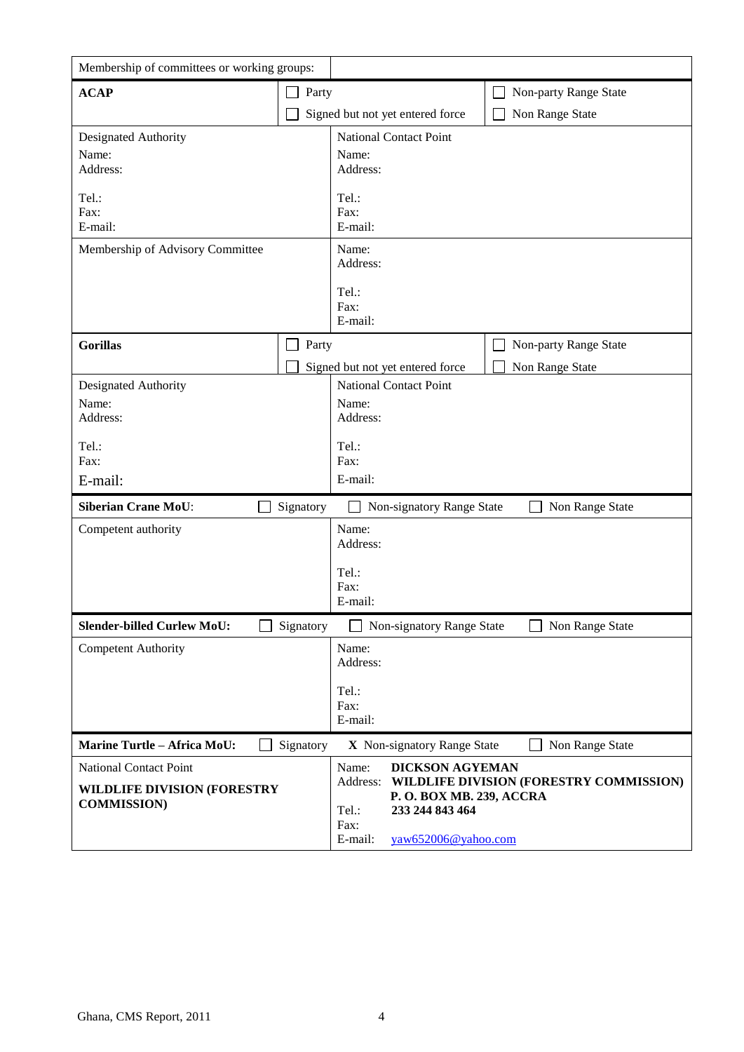| Membership of committees or working groups: | | |
|---|---|---|
| **ACAP** | ☐ Party<br>☐ Signed but not yet entered force | ☐ Non-party Range State<br>☐ Non Range State |
| Designated Authority<br>Name:<br>Address:<br><br>Tel.:<br>Fax:<br>E-mail: | National Contact Point<br>Name:<br>Address:<br><br>Tel.:<br>Fax:<br>E-mail: | |
| Membership of Advisory Committee | Name:<br>Address:<br><br>Tel.:<br>Fax:<br>E-mail: | |
| **Gorillas** | ☐ Party<br>☐ Signed but not yet entered force | ☐ Non-party Range State<br>☐ Non Range State |
| Designated Authority<br>Name:<br>Address:<br><br>Tel.:<br>Fax:<br>E-mail: | National Contact Point<br>Name:<br>Address:<br><br>Tel.:<br>Fax:<br>E-mail: | |
| **Siberian Crane MoU**: ☐ Signatory | ☐ Non-signatory Range State | ☐ Non Range State |
| Competent authority | Name:<br>Address:<br><br>Tel.:<br>Fax:<br>E-mail: | |
| **Slender-billed Curlew MoU:** ☐ Signatory | ☐ Non-signatory Range State | ☐ Non Range State |
| Competent Authority | Name:<br>Address:<br><br>Tel.:<br>Fax:<br>E-mail: | |
| **Marine Turtle – Africa MoU:** ☐ Signatory | **X** Non-signatory Range State | ☐ Non Range State |
| National Contact Point<br>**WILDLIFE DIVISION (FORESTRY COMMISSION)** | Name: **DICKSON AGYEMAN**<br>Address: **WILDLIFE DIVISION (FORESTRY COMMISSION) P. O. BOX MB. 239, ACCRA**<br>Tel.: **233 244 843 464**<br>Fax:<br>E-mail: yaw652006@yahoo.com | |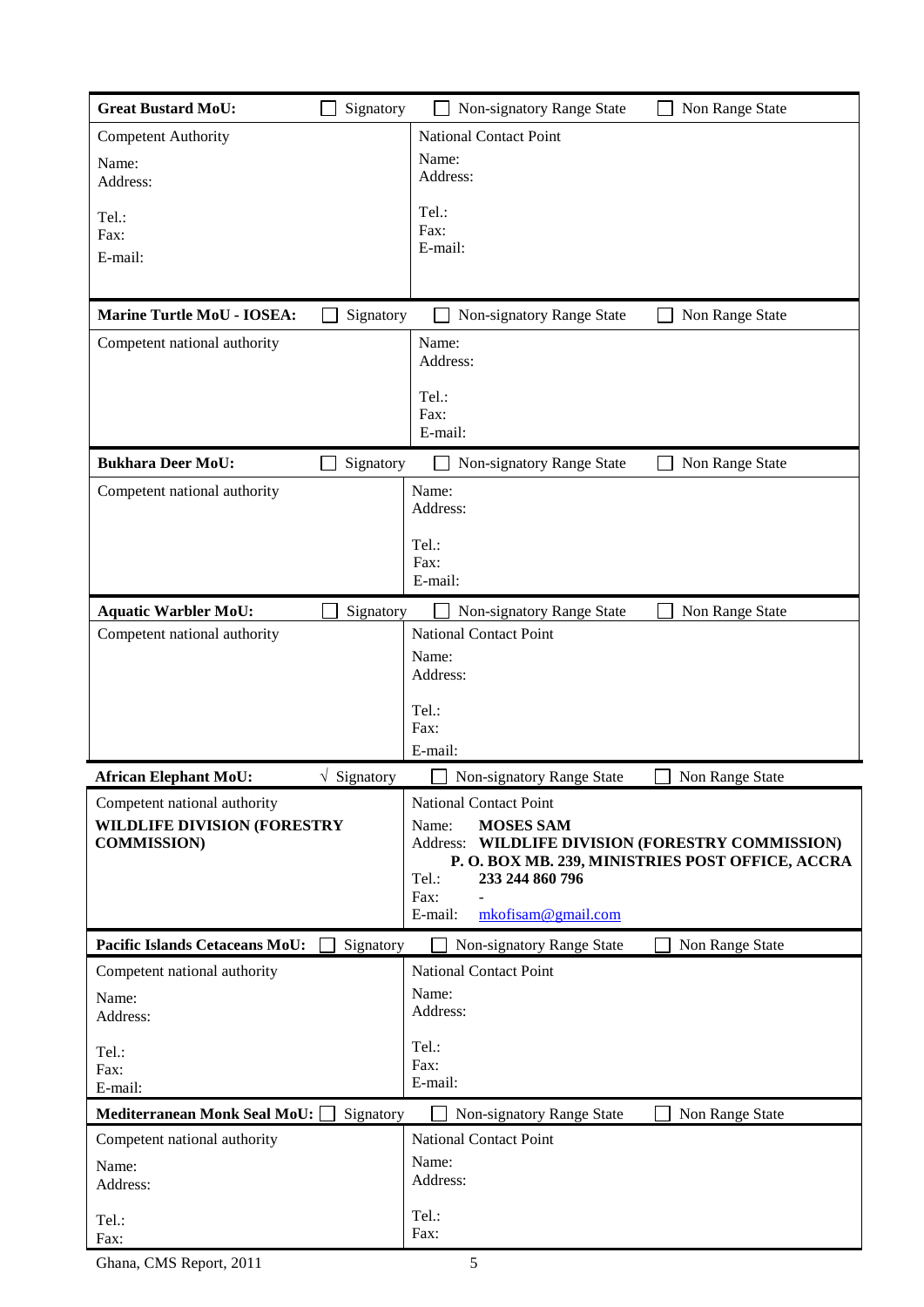| **Great Bustard MoU:** ☐ Signatory | ☐ Non-signatory Range State ☐ Non Range State |
|---|---|
| Competent Authority<br><br>Name:<br>Address:<br><br>Tel.:<br>Fax:<br>E-mail: | National Contact Point<br><br>Name:<br>Address:<br><br>Tel.:<br>Fax:<br>E-mail: |

| **Marine Turtle MoU - IOSEA:** ☐ Signatory | ☐ Non-signatory Range State ☐ Non Range State |
|---|---|
| Competent national authority | Name:<br>Address:<br><br>Tel.:<br>Fax:<br>E-mail: |

| **Bukhara Deer MoU:** ☐ Signatory | ☐ Non-signatory Range State ☐ Non Range State |
|---|---|
| Competent national authority | Name:<br>Address:<br><br>Tel.:<br>Fax:<br>E-mail: |

| **Aquatic Warbler MoU:** ☐ Signatory | ☐ Non-signatory Range State ☐ Non Range State |
|---|---|
| Competent national authority | National Contact Point<br><br>Name:<br>Address:<br><br>Tel.:<br>Fax:<br>E-mail: |

| **African Elephant MoU:** √ Signatory | ☐ Non-signatory Range State ☐ Non Range State |
|---|---|
| Competent national authority<br><br>**WILDLIFE DIVISION (FORESTRY COMMISSION)** | National Contact Point<br><br>Name: **MOSES SAM**<br>Address: **WILDLIFE DIVISION (FORESTRY COMMISSION) P. O. BOX MB. 239, MINISTRIES POST OFFICE, ACCRA**<br>Tel.: **233 244 860 796**<br>Fax: -<br>E-mail: mkofisam@gmail.com |

| **Pacific Islands Cetaceans MoU:** ☐ Signatory | ☐ Non-signatory Range State ☐ Non Range State |
|---|---|
| Competent national authority<br><br>Name:<br>Address:<br><br>Tel.:<br>Fax:<br>E-mail: | National Contact Point<br><br>Name:<br>Address:<br><br>Tel.:<br>Fax:<br>E-mail: |

| **Mediterranean Monk Seal MoU:** ☐ Signatory | ☐ Non-signatory Range State ☐ Non Range State |
|---|---|
| Competent national authority<br><br>Name:<br>Address:<br><br>Tel.:<br>Fax: | National Contact Point<br><br>Name:<br>Address:<br><br>Tel.:<br>Fax: |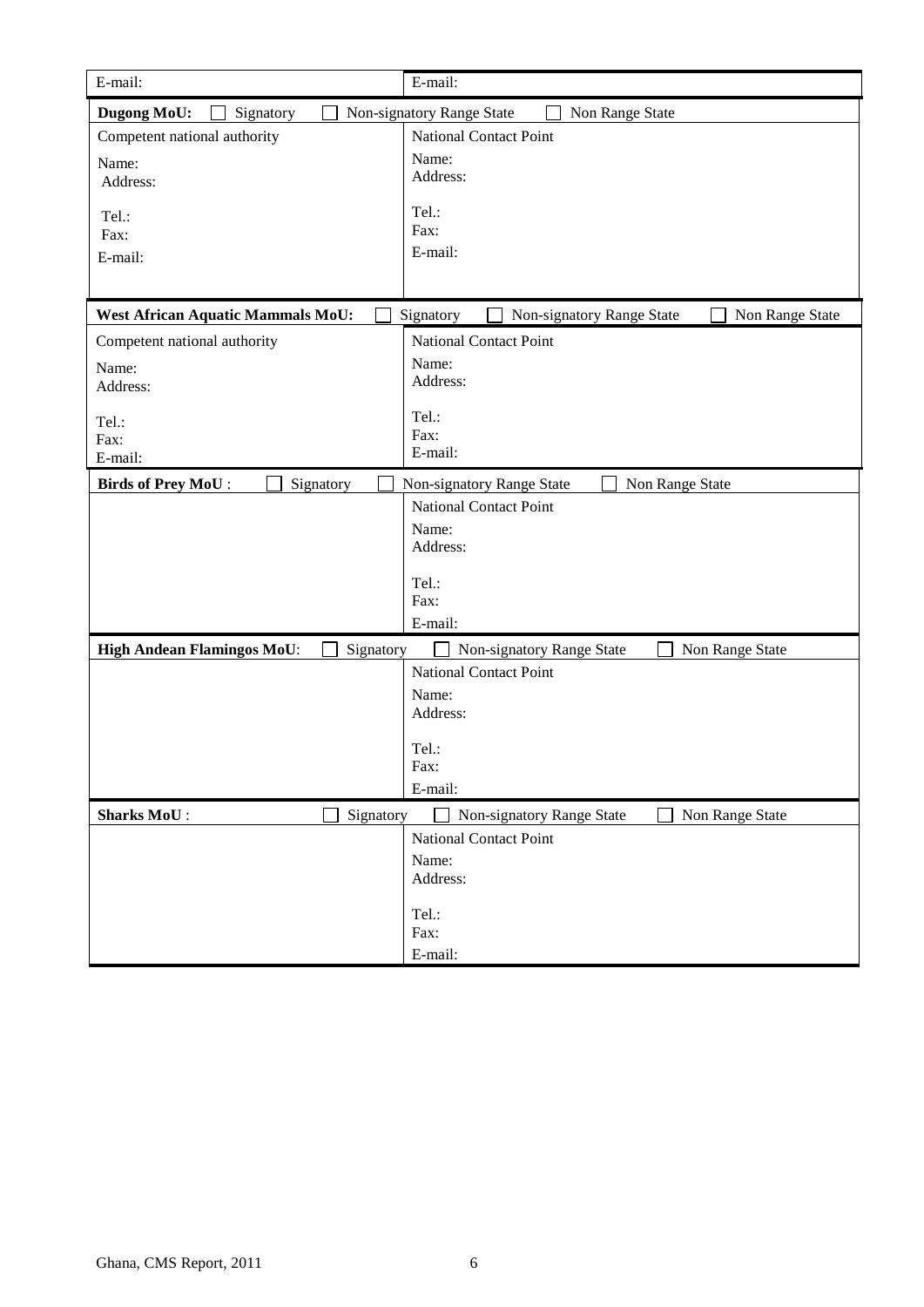| E-mail: | E-mail: |
|---|---|

| **Dugong MoU:** ☐ Signatory ☐ Non-signatory Range State ☐ Non Range State | |
|---|---|
| Competent national authority<br><br>Name:<br>Address:<br><br>Tel.:<br>Fax:<br>E-mail: | National Contact Point<br><br>Name:<br>Address:<br><br>Tel.:<br>Fax:<br>E-mail: |

| **West African Aquatic Mammals MoU:** ☐ Signatory ☐ Non-signatory Range State ☐ Non Range State | |
|---|---|
| Competent national authority<br><br>Name:<br>Address:<br><br>Tel.:<br>Fax:<br>E-mail: | National Contact Point<br><br>Name:<br>Address:<br><br>Tel.:<br>Fax:<br>E-mail: |

| **Birds of Prey MoU** : ☐ Signatory ☐ Non-signatory Range State ☐ Non Range State | |
|---|---|
| | National Contact Point<br><br>Name:<br>Address:<br><br>Tel.:<br>Fax:<br>E-mail: |

| **High Andean Flamingos MoU**: ☐ Signatory ☐ Non-signatory Range State ☐ Non Range State | |
|---|---|
| | National Contact Point<br><br>Name:<br>Address:<br><br>Tel.:<br>Fax:<br>E-mail: |

| **Sharks MoU** : ☐ Signatory ☐ Non-signatory Range State ☐ Non Range State | |
|---|---|
| | National Contact Point<br><br>Name:<br>Address:<br><br>Tel.:<br>Fax:<br>E-mail: |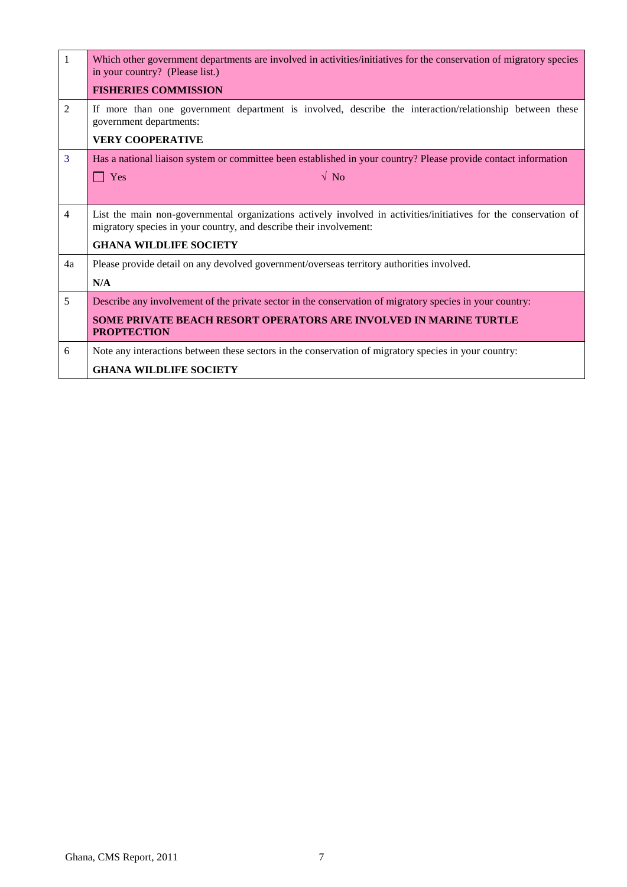| | |
|---|---|
| 1 | Which other government departments are involved in activities/initiatives for the conservation of migratory species in your country? (Please list.)<br><br>**FISHERIES COMMISSION** |
| 2 | If more than one government department is involved, describe the interaction/relationship between these government departments:<br><br>**VERY COOPERATIVE** |
| 3 | Has a national liaison system or committee been established in your country? Please provide contact information<br><br>☐ Yes √ No |
| 4 | List the main non-governmental organizations actively involved in activities/initiatives for the conservation of migratory species in your country, and describe their involvement:<br><br>**GHANA WILDLIFE SOCIETY** |
| 4a | Please provide detail on any devolved government/overseas territory authorities involved.<br><br>**N/A** |
| 5 | Describe any involvement of the private sector in the conservation of migratory species in your country:<br><br>**SOME PRIVATE BEACH RESORT OPERATORS ARE INVOLVED IN MARINE TURTLE PROPTECTION** |
| 6 | Note any interactions between these sectors in the conservation of migratory species in your country:<br><br>**GHANA WILDLIFE SOCIETY** |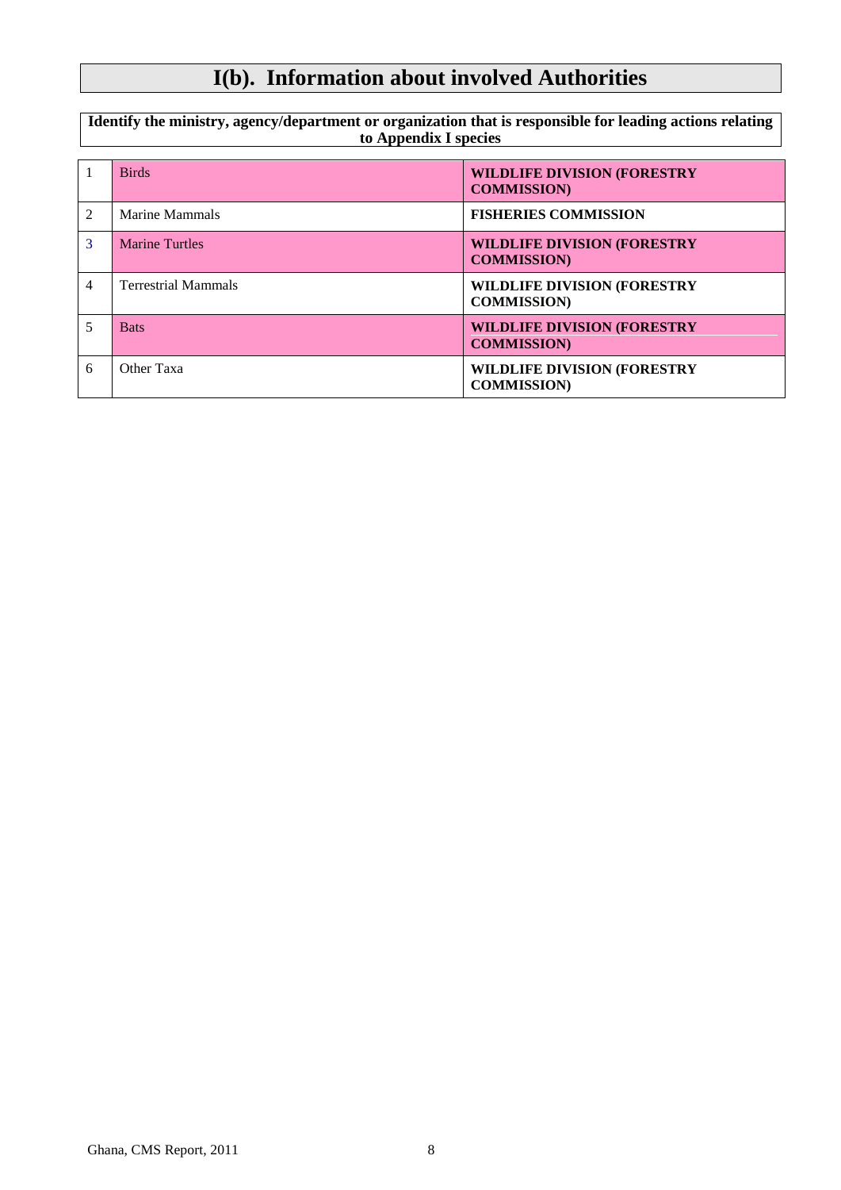# I(b). Information about involved Authorities

**Identify the ministry, agency/department or organization that is responsible for leading actions relating to Appendix I species**

| | | |
|---|---|---|
| 1 | Birds | **WILDLIFE DIVISION (FORESTRY COMMISSION)** |
| 2 | Marine Mammals | **FISHERIES COMMISSION** |
| 3 | Marine Turtles | **WILDLIFE DIVISION (FORESTRY COMMISSION)** |
| 4 | Terrestrial Mammals | **WILDLIFE DIVISION (FORESTRY COMMISSION)** |
| 5 | Bats | **WILDLIFE DIVISION (FORESTRY COMMISSION)** |
| 6 | Other Taxa | **WILDLIFE DIVISION (FORESTRY COMMISSION)** |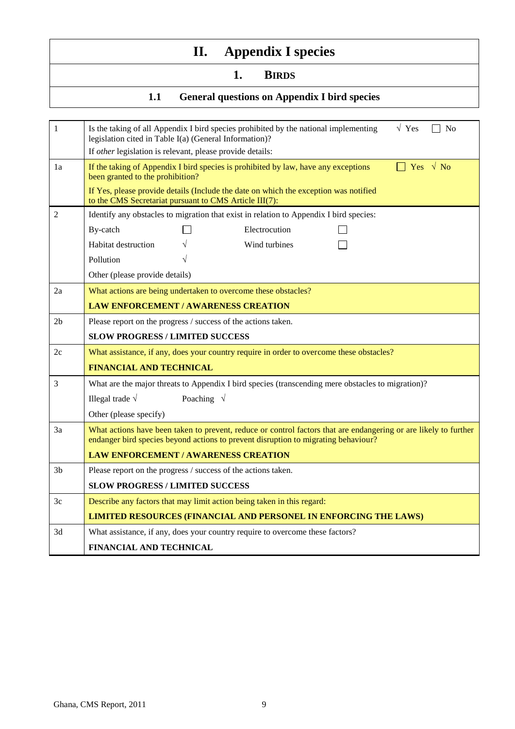# II. Appendix I species

## 1. Birds

### 1.1 General questions on Appendix I bird species

| | | |
|---|---|---|
| 1 | Is the taking of all Appendix I bird species prohibited by the national implementing legislation cited in Table I(a) (General Information)?<br>If *other* legislation is relevant, please provide details: | √ Yes ☐ No |
| 1a | If the taking of Appendix I bird species is prohibited by law, have any exceptions been granted to the prohibition?<br>If Yes, please provide details (Include the date on which the exception was notified to the CMS Secretariat pursuant to CMS Article III(7): | ☐ Yes √ No |
| 2 | Identify any obstacles to migration that exist in relation to Appendix I bird species:<br>By-catch ☐ Electrocution ☐<br>Habitat destruction √ Wind turbines ☐<br>Pollution √<br>Other (please provide details) | |
| 2a | What actions are being undertaken to overcome these obstacles?<br>**LAW ENFORCEMENT / AWARENESS CREATION** | |
| 2b | Please report on the progress / success of the actions taken.<br>**SLOW PROGRESS / LIMITED SUCCESS** | |
| 2c | What assistance, if any, does your country require in order to overcome these obstacles?<br>**FINANCIAL AND TECHNICAL** | |
| 3 | What are the major threats to Appendix I bird species (transcending mere obstacles to migration)?<br>Illegal trade √ Poaching √<br>Other (please specify) | |
| 3a | What actions have been taken to prevent, reduce or control factors that are endangering or are likely to further endanger bird species beyond actions to prevent disruption to migrating behaviour?<br>**LAW ENFORCEMENT / AWARENESS CREATION** | |
| 3b | Please report on the progress / success of the actions taken.<br>**SLOW PROGRESS / LIMITED SUCCESS** | |
| 3c | Describe any factors that may limit action being taken in this regard:<br>**LIMITED RESOURCES (FINANCIAL AND PERSONEL IN ENFORCING THE LAWS)** | |
| 3d | What assistance, if any, does your country require to overcome these factors?<br>**FINANCIAL AND TECHNICAL** | |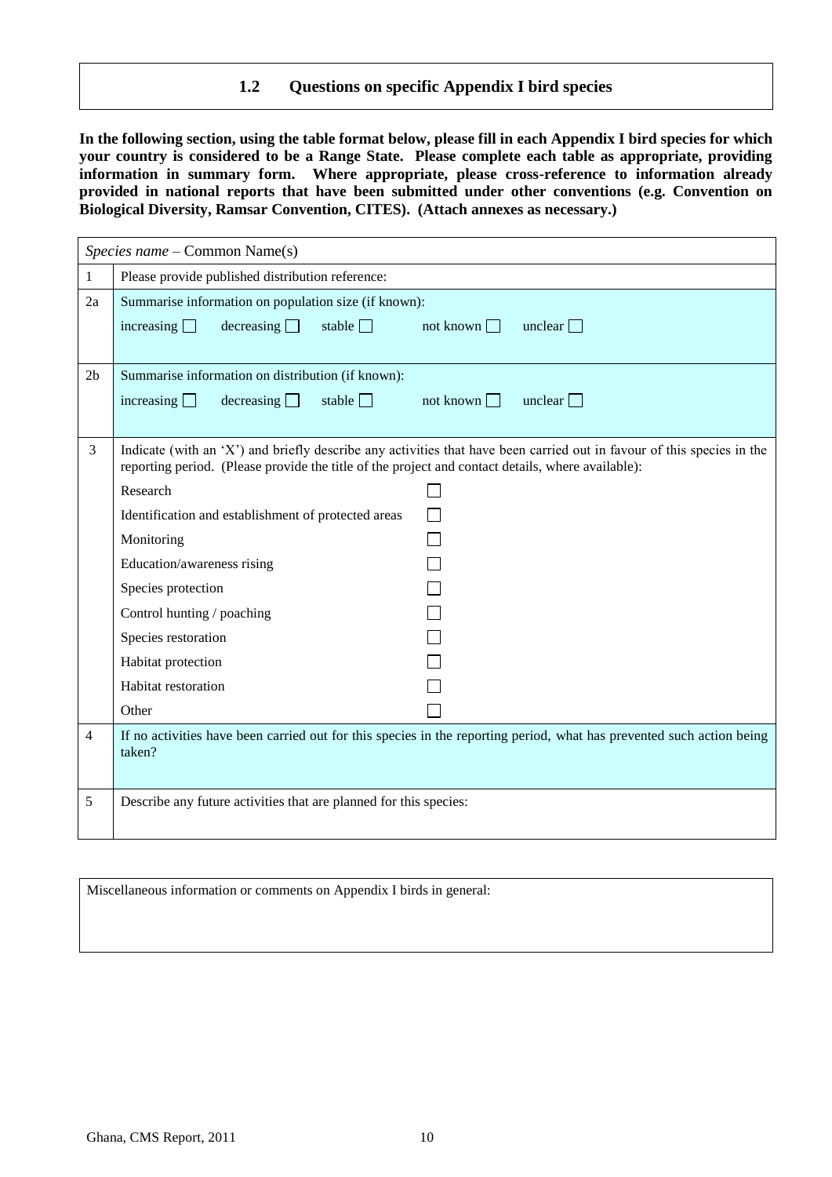## 1.2 Questions on specific Appendix I bird species

**In the following section, using the table format below, please fill in each Appendix I bird species for which your country is considered to be a Range State. Please complete each table as appropriate, providing information in summary form. Where appropriate, please cross-reference to information already provided in national reports that have been submitted under other conventions (e.g. Convention on Biological Diversity, Ramsar Convention, CITES). (Attach annexes as necessary.)**

| *Species name* – Common Name(s) | |
|---|---|
| 1 | Please provide published distribution reference: |
| 2a | Summarise information on population size (if known):<br>increasing ☐ decreasing ☐ stable ☐ not known ☐ unclear ☐ |
| 2b | Summarise information on distribution (if known):<br>increasing ☐ decreasing ☐ stable ☐ not known ☐ unclear ☐ |
| 3 | Indicate (with an 'X') and briefly describe any activities that have been carried out in favour of this species in the reporting period. (Please provide the title of the project and contact details, where available):<br>Research ☐<br>Identification and establishment of protected areas ☐<br>Monitoring ☐<br>Education/awareness rising ☐<br>Species protection ☐<br>Control hunting / poaching ☐<br>Species restoration ☐<br>Habitat protection ☐<br>Habitat restoration ☐<br>Other ☐ |
| 4 | If no activities have been carried out for this species in the reporting period, what has prevented such action being taken? |
| 5 | Describe any future activities that are planned for this species: |

| Miscellaneous information or comments on Appendix I birds in general: |
|---|
| |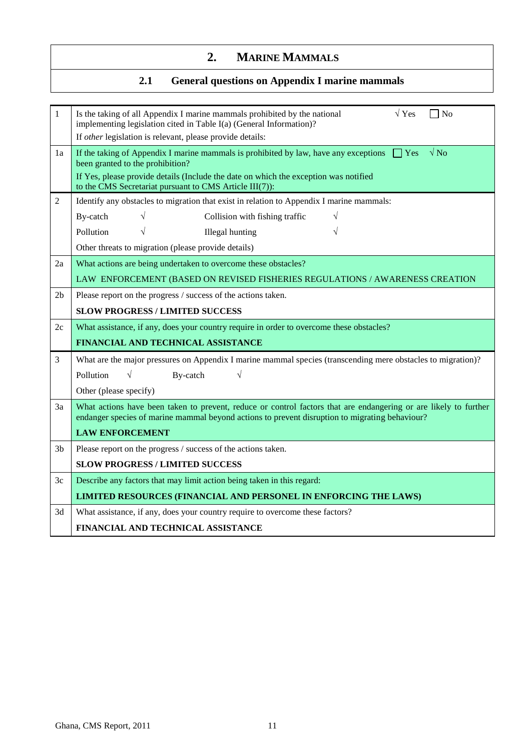# 2. MARINE MAMMALS

## 2.1 General questions on Appendix I marine mammals

| | |
|---|---|
| 1 | Is the taking of all Appendix I marine mammals prohibited by the national implementing legislation cited in Table I(a) (General Information)? √ Yes ☐ No<br>If *other* legislation is relevant, please provide details: |
| 1a | If the taking of Appendix I marine mammals is prohibited by law, have any exceptions been granted to the prohibition? ☐ Yes √ No<br>If Yes, please provide details (Include the date on which the exception was notified to the CMS Secretariat pursuant to CMS Article III(7)): |
| 2 | Identify any obstacles to migration that exist in relation to Appendix I marine mammals:<br>By-catch √ Collision with fishing traffic √<br>Pollution √ Illegal hunting √<br>Other threats to migration (please provide details) |
| 2a | What actions are being undertaken to overcome these obstacles?<br>LAW ENFORCEMENT (BASED ON REVISED FISHERIES REGULATIONS / AWARENESS CREATION |
| 2b | Please report on the progress / success of the actions taken.<br>**SLOW PROGRESS / LIMITED SUCCESS** |
| 2c | What assistance, if any, does your country require in order to overcome these obstacles?<br>**FINANCIAL AND TECHNICAL ASSISTANCE** |
| 3 | What are the major pressures on Appendix I marine mammal species (transcending mere obstacles to migration)?<br>Pollution √ By-catch √<br>Other (please specify) |
| 3a | What actions have been taken to prevent, reduce or control factors that are endangering or are likely to further endanger species of marine mammal beyond actions to prevent disruption to migrating behaviour?<br>**LAW ENFORCEMENT** |
| 3b | Please report on the progress / success of the actions taken.<br>**SLOW PROGRESS / LIMITED SUCCESS** |
| 3c | Describe any factors that may limit action being taken in this regard:<br>**LIMITED RESOURCES (FINANCIAL AND PERSONEL IN ENFORCING THE LAWS)** |
| 3d | What assistance, if any, does your country require to overcome these factors?<br>**FINANCIAL AND TECHNICAL ASSISTANCE** |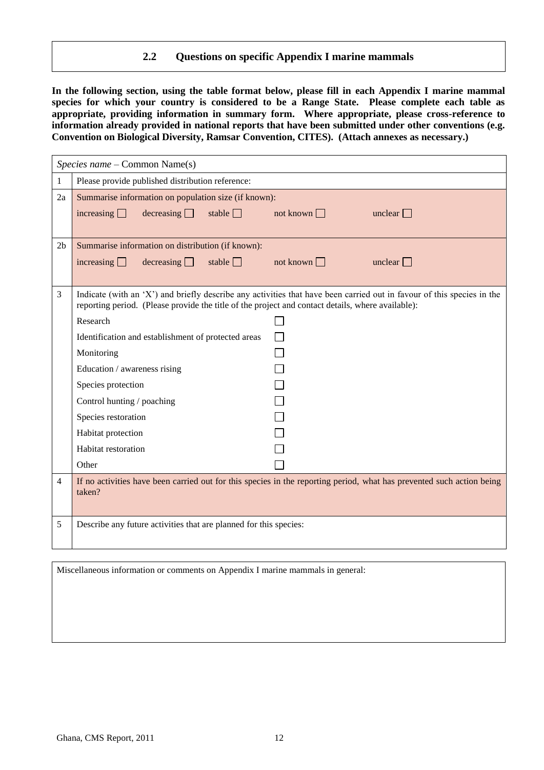## 2.2 Questions on specific Appendix I marine mammals

**In the following section, using the table format below, please fill in each Appendix I marine mammal species for which your country is considered to be a Range State. Please complete each table as appropriate, providing information in summary form. Where appropriate, please cross-reference to information already provided in national reports that have been submitted under other conventions (e.g. Convention on Biological Diversity, Ramsar Convention, CITES). (Attach annexes as necessary.)**

| *Species name* – Common Name(s) | |
|---|---|
| 1 | Please provide published distribution reference: |
| 2a | Summarise information on population size (if known):<br>increasing ☐ decreasing ☐ stable ☐ not known ☐ unclear ☐ |
| 2b | Summarise information on distribution (if known):<br>increasing ☐ decreasing ☐ stable ☐ not known ☐ unclear ☐ |
| 3 | Indicate (with an 'X') and briefly describe any activities that have been carried out in favour of this species in the reporting period. (Please provide the title of the project and contact details, where available):<br>Research ☐<br>Identification and establishment of protected areas ☐<br>Monitoring ☐<br>Education / awareness rising ☐<br>Species protection ☐<br>Control hunting / poaching ☐<br>Species restoration ☐<br>Habitat protection ☐<br>Habitat restoration ☐<br>Other ☐ |
| 4 | If no activities have been carried out for this species in the reporting period, what has prevented such action being taken? |
| 5 | Describe any future activities that are planned for this species: |

| Miscellaneous information or comments on Appendix I marine mammals in general: |
|---|
| |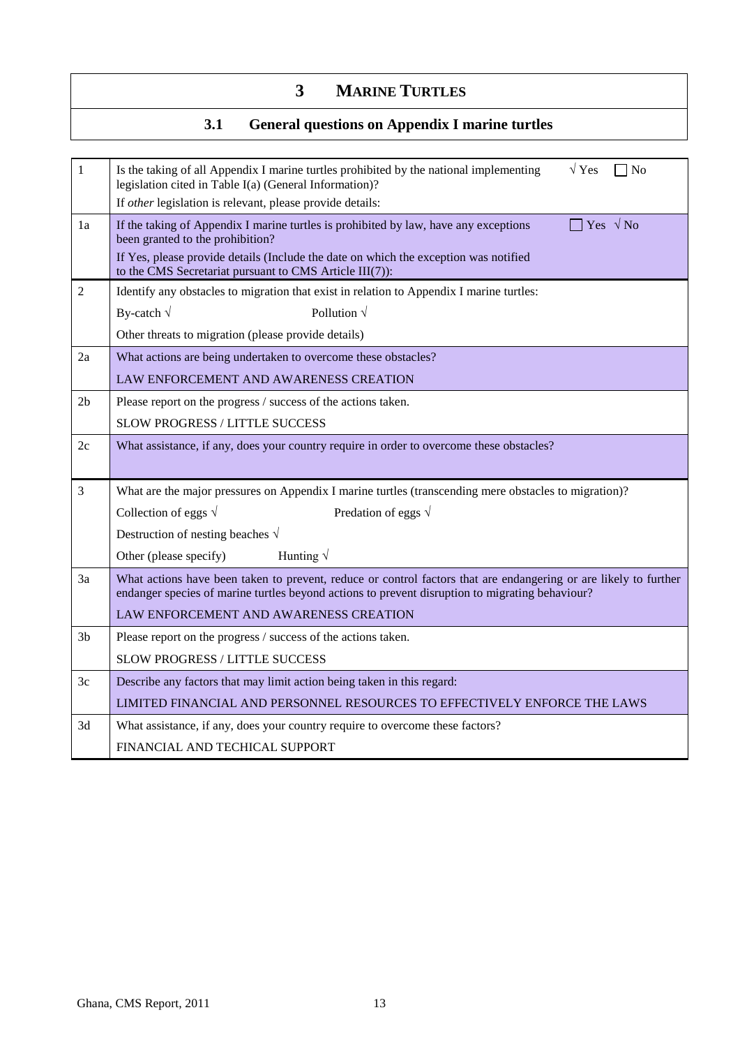# 3 MARINE TURTLES

## 3.1 General questions on Appendix I marine turtles

| | |
|---|---|
| 1 | Is the taking of all Appendix I marine turtles prohibited by the national implementing legislation cited in Table I(a) (General Information)? √ Yes ☐ No<br>If *other* legislation is relevant, please provide details: |
| 1a | If the taking of Appendix I marine turtles is prohibited by law, have any exceptions been granted to the prohibition? ☐ Yes √ No<br>If Yes, please provide details (Include the date on which the exception was notified to the CMS Secretariat pursuant to CMS Article III(7)): |
| 2 | Identify any obstacles to migration that exist in relation to Appendix I marine turtles:<br>By-catch √ Pollution √<br>Other threats to migration (please provide details) |
| 2a | What actions are being undertaken to overcome these obstacles?<br>LAW ENFORCEMENT AND AWARENESS CREATION |
| 2b | Please report on the progress / success of the actions taken.<br>SLOW PROGRESS / LITTLE SUCCESS |
| 2c | What assistance, if any, does your country require in order to overcome these obstacles? |
| 3 | What are the major pressures on Appendix I marine turtles (transcending mere obstacles to migration)?<br>Collection of eggs √ Predation of eggs √<br>Destruction of nesting beaches √<br>Other (please specify) Hunting √ |
| 3a | What actions have been taken to prevent, reduce or control factors that are endangering or are likely to further endanger species of marine turtles beyond actions to prevent disruption to migrating behaviour?<br>LAW ENFORCEMENT AND AWARENESS CREATION |
| 3b | Please report on the progress / success of the actions taken.<br>SLOW PROGRESS / LITTLE SUCCESS |
| 3c | Describe any factors that may limit action being taken in this regard:<br>LIMITED FINANCIAL AND PERSONNEL RESOURCES TO EFFECTIVELY ENFORCE THE LAWS |
| 3d | What assistance, if any, does your country require to overcome these factors?<br>FINANCIAL AND TECHICAL SUPPORT |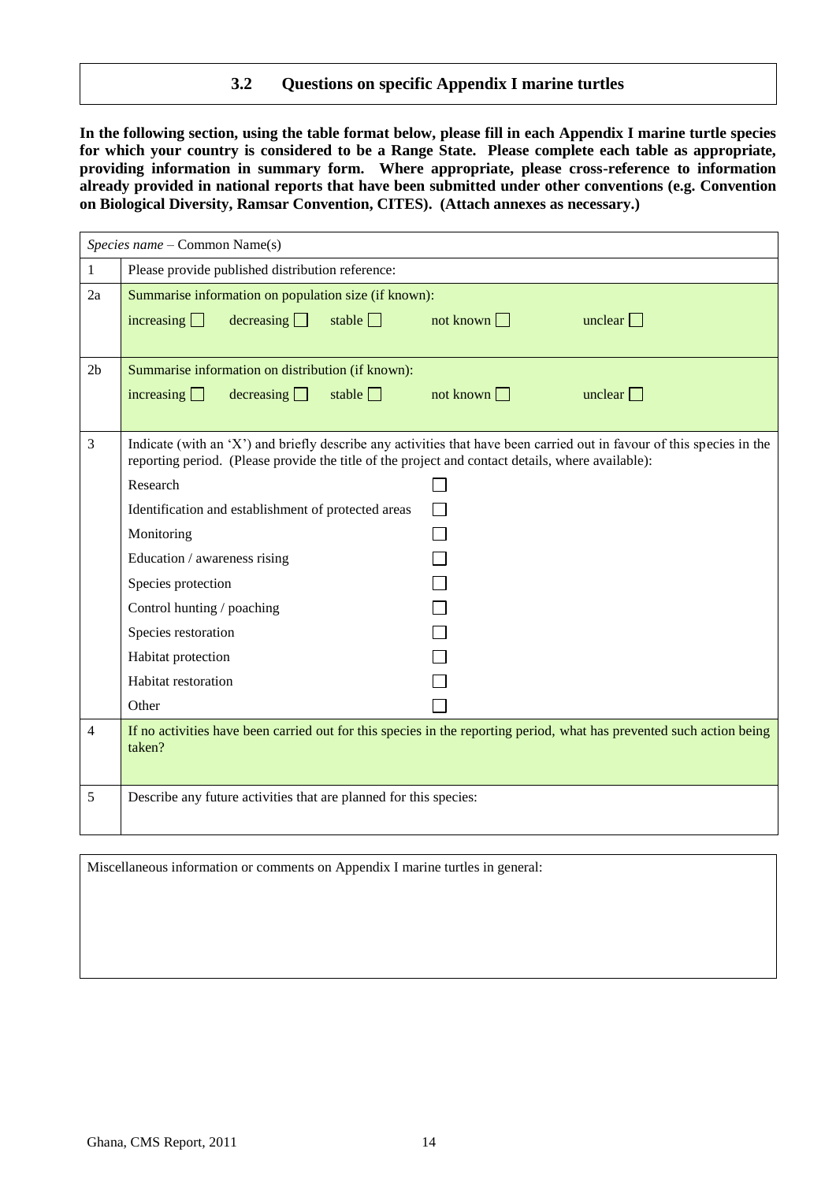### 3.2 Questions on specific Appendix I marine turtles

**In the following section, using the table format below, please fill in each Appendix I marine turtle species for which your country is considered to be a Range State. Please complete each table as appropriate, providing information in summary form. Where appropriate, please cross-reference to information already provided in national reports that have been submitted under other conventions (e.g. Convention on Biological Diversity, Ramsar Convention, CITES). (Attach annexes as necessary.)**

| *Species name* – Common Name(s) | |
|---|---|
| 1 | Please provide published distribution reference: |
| 2a | Summarise information on population size (if known):<br>increasing ☐ decreasing ☐ stable ☐ not known ☐ unclear ☐ |
| 2b | Summarise information on distribution (if known):<br>increasing ☐ decreasing ☐ stable ☐ not known ☐ unclear ☐ |
| 3 | Indicate (with an 'X') and briefly describe any activities that have been carried out in favour of this species in the reporting period. (Please provide the title of the project and contact details, where available):<br>Research ☐<br>Identification and establishment of protected areas ☐<br>Monitoring ☐<br>Education / awareness rising ☐<br>Species protection ☐<br>Control hunting / poaching ☐<br>Species restoration ☐<br>Habitat protection ☐<br>Habitat restoration ☐<br>Other ☐ |
| 4 | If no activities have been carried out for this species in the reporting period, what has prevented such action being taken? |
| 5 | Describe any future activities that are planned for this species: |

| Miscellaneous information or comments on Appendix I marine turtles in general: |
|---|
| |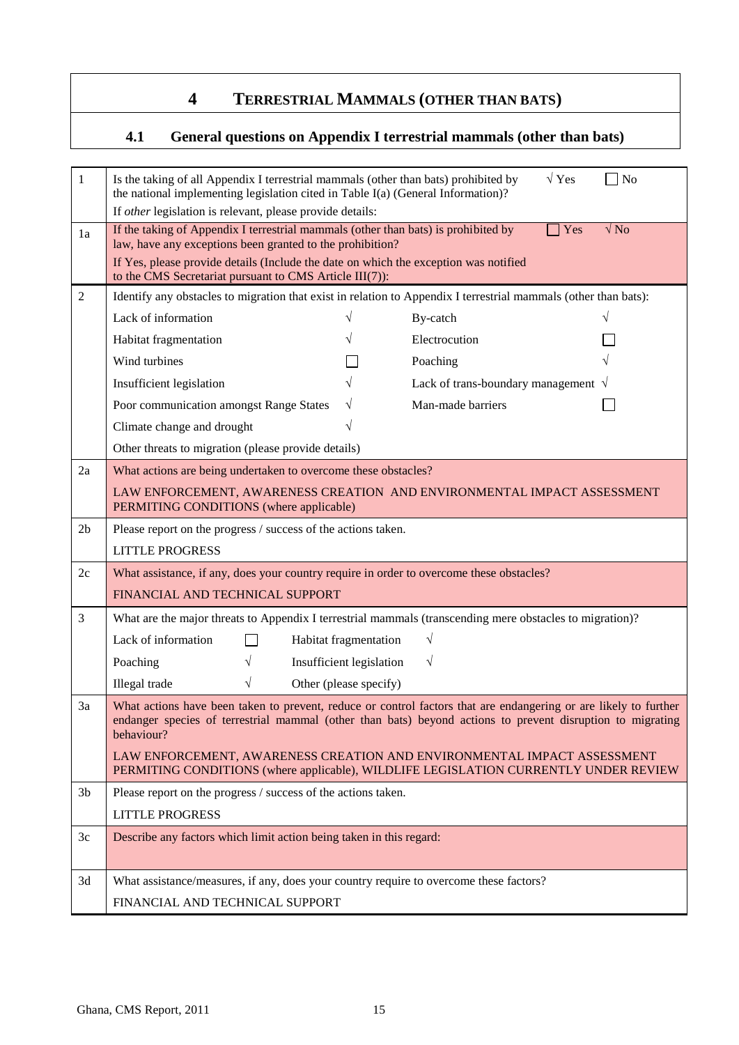# 4 TERRESTRIAL MAMMALS (OTHER THAN BATS)

## 4.1 General questions on Appendix I terrestrial mammals (other than bats)

| | | | | |
|---|---|---|---|---|
| 1 | Is the taking of all Appendix I terrestrial mammals (other than bats) prohibited by the national implementing legislation cited in Table I(a) (General Information)? | √ Yes | ☐ No | |
| | If *other* legislation is relevant, please provide details: | | | |
| 1a | If the taking of Appendix I terrestrial mammals (other than bats) is prohibited by law, have any exceptions been granted to the prohibition? | ☐ Yes | √ No | |
| | If Yes, please provide details (Include the date on which the exception was notified to the CMS Secretariat pursuant to CMS Article III(7)): | | | |
| 2 | Identify any obstacles to migration that exist in relation to Appendix I terrestrial mammals (other than bats): | | | |
| | Lack of information | √ | By-catch | √ |
| | Habitat fragmentation | √ | Electrocution | ☐ |
| | Wind turbines | ☐ | Poaching | √ |
| | Insufficient legislation | √ | Lack of trans-boundary management | √ |
| | Poor communication amongst Range States | √ | Man-made barriers | ☐ |
| | Climate change and drought | √ | | |
| | Other threats to migration (please provide details) | | | |
| 2a | What actions are being undertaken to overcome these obstacles? | | | |
| | LAW ENFORCEMENT, AWARENESS CREATION AND ENVIRONMENTAL IMPACT ASSESSMENT PERMITING CONDITIONS (where applicable) | | | |
| 2b | Please report on the progress / success of the actions taken. | | | |
| | LITTLE PROGRESS | | | |
| 2c | What assistance, if any, does your country require in order to overcome these obstacles? | | | |
| | FINANCIAL AND TECHNICAL SUPPORT | | | |
| 3 | What are the major threats to Appendix I terrestrial mammals (transcending mere obstacles to migration)? | | | |
| | Lack of information ☐ | Habitat fragmentation √ | | |
| | Poaching √ | Insufficient legislation √ | | |
| | Illegal trade √ | Other (please specify) | | |
| 3a | What actions have been taken to prevent, reduce or control factors that are endangering or are likely to further endanger species of terrestrial mammal (other than bats) beyond actions to prevent disruption to migrating behaviour? | | | |
| | LAW ENFORCEMENT, AWARENESS CREATION AND ENVIRONMENTAL IMPACT ASSESSMENT PERMITING CONDITIONS (where applicable), WILDLIFE LEGISLATION CURRENTLY UNDER REVIEW | | | |
| 3b | Please report on the progress / success of the actions taken. | | | |
| | LITTLE PROGRESS | | | |
| 3c | Describe any factors which limit action being taken in this regard: | | | |
| 3d | What assistance/measures, if any, does your country require to overcome these factors? | | | |
| | FINANCIAL AND TECHNICAL SUPPORT | | | |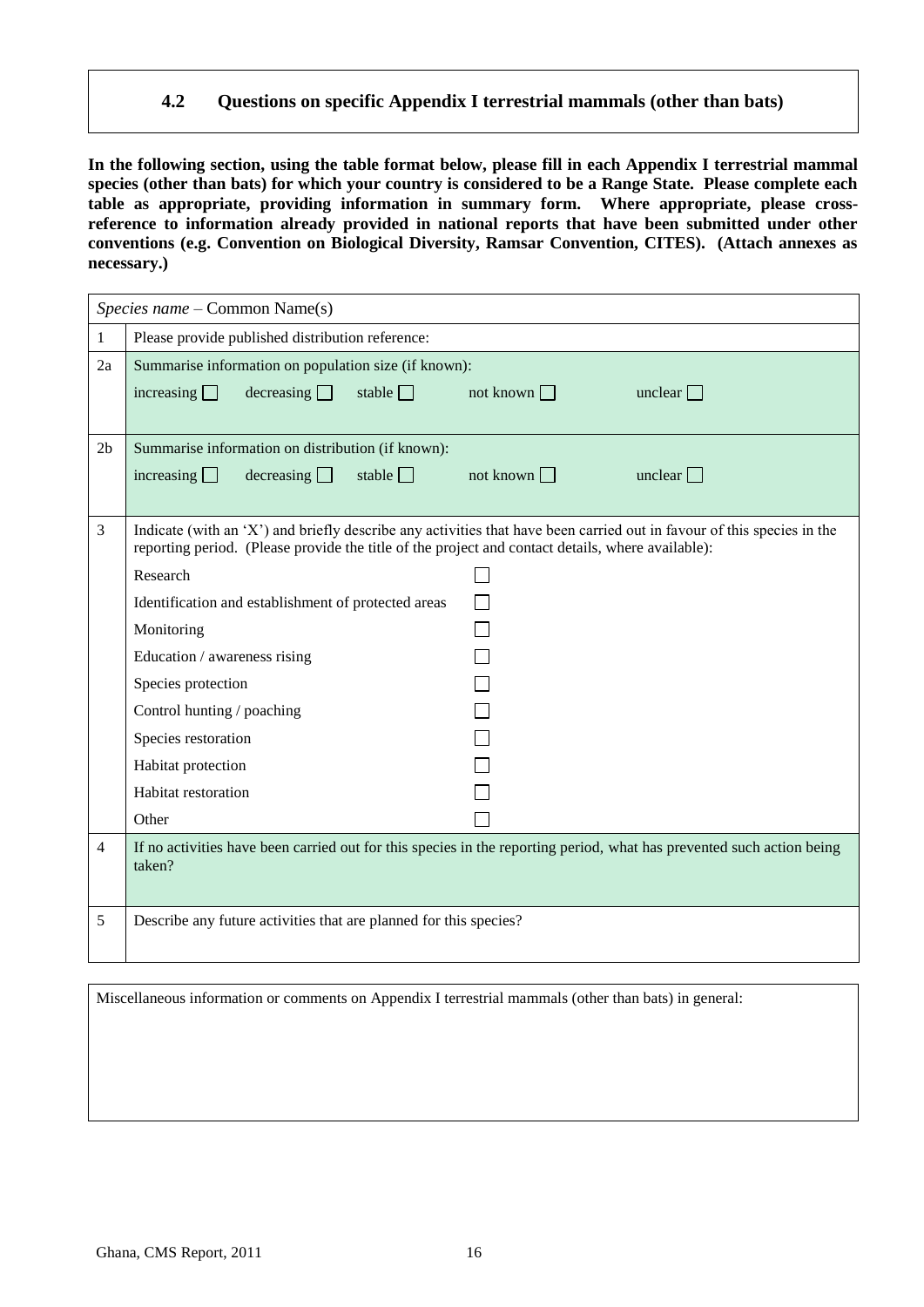## 4.2 Questions on specific Appendix I terrestrial mammals (other than bats)

**In the following section, using the table format below, please fill in each Appendix I terrestrial mammal species (other than bats) for which your country is considered to be a Range State. Please complete each table as appropriate, providing information in summary form. Where appropriate, please cross-reference to information already provided in national reports that have been submitted under other conventions (e.g. Convention on Biological Diversity, Ramsar Convention, CITES). (Attach annexes as necessary.)**

| *Species name* – Common Name(s) | |
|---|---|
| 1 | Please provide published distribution reference: |
| 2a | Summarise information on population size (if known):<br>increasing ☐ decreasing ☐ stable ☐ not known ☐ unclear ☐ |
| 2b | Summarise information on distribution (if known):<br>increasing ☐ decreasing ☐ stable ☐ not known ☐ unclear ☐ |
| 3 | Indicate (with an 'X') and briefly describe any activities that have been carried out in favour of this species in the reporting period. (Please provide the title of the project and contact details, where available):<br>Research ☐<br>Identification and establishment of protected areas ☐<br>Monitoring ☐<br>Education / awareness rising ☐<br>Species protection ☐<br>Control hunting / poaching ☐<br>Species restoration ☐<br>Habitat protection ☐<br>Habitat restoration ☐<br>Other ☐ |
| 4 | If no activities have been carried out for this species in the reporting period, what has prevented such action being taken? |
| 5 | Describe any future activities that are planned for this species? |

| Miscellaneous information or comments on Appendix I terrestrial mammals (other than bats) in general: |
|---|
| |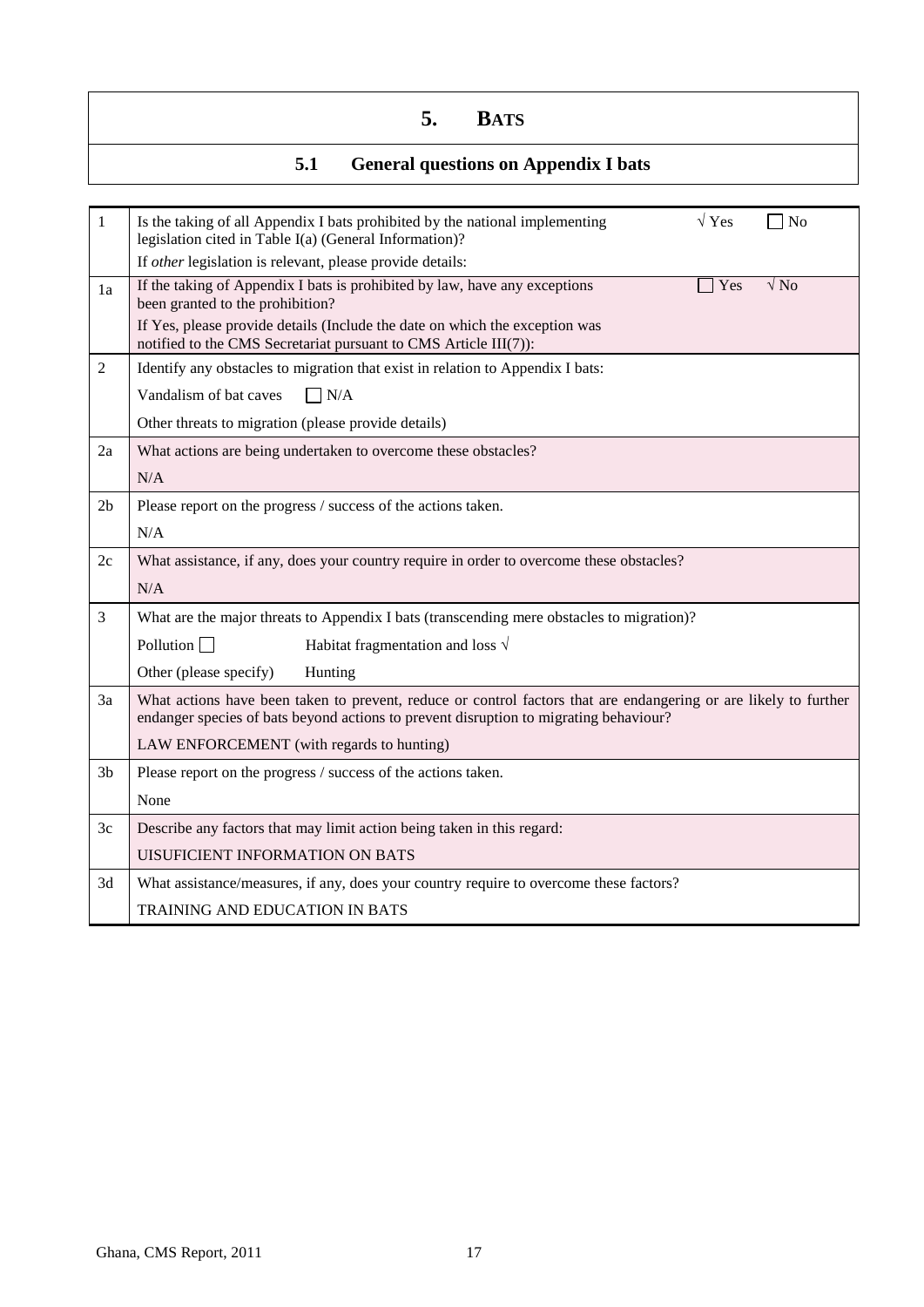# 5. BATS

## 5.1 General questions on Appendix I bats

| | | |
|---|---|---|
| 1 | Is the taking of all Appendix I bats prohibited by the national implementing legislation cited in Table I(a) (General Information)? | √ Yes ☐ No |
| | If *other* legislation is relevant, please provide details: | |
| 1a | If the taking of Appendix I bats is prohibited by law, have any exceptions been granted to the prohibition? | ☐ Yes √ No |
| | If Yes, please provide details (Include the date on which the exception was notified to the CMS Secretariat pursuant to CMS Article III(7)): | |
| 2 | Identify any obstacles to migration that exist in relation to Appendix I bats: | |
| | Vandalism of bat caves ☐ N/A | |
| | Other threats to migration (please provide details) | |
| 2a | What actions are being undertaken to overcome these obstacles? | |
| | N/A | |
| 2b | Please report on the progress / success of the actions taken. | |
| | N/A | |
| 2c | What assistance, if any, does your country require in order to overcome these obstacles? | |
| | N/A | |
| 3 | What are the major threats to Appendix I bats (transcending mere obstacles to migration)? | |
| | Pollution ☐ Habitat fragmentation and loss √ | |
| | Other (please specify) Hunting | |
| 3a | What actions have been taken to prevent, reduce or control factors that are endangering or are likely to further endanger species of bats beyond actions to prevent disruption to migrating behaviour? | |
| | LAW ENFORCEMENT (with regards to hunting) | |
| 3b | Please report on the progress / success of the actions taken. | |
| | None | |
| 3c | Describe any factors that may limit action being taken in this regard: | |
| | UISUFICIENT INFORMATION ON BATS | |
| 3d | What assistance/measures, if any, does your country require to overcome these factors? | |
| | TRAINING AND EDUCATION IN BATS | |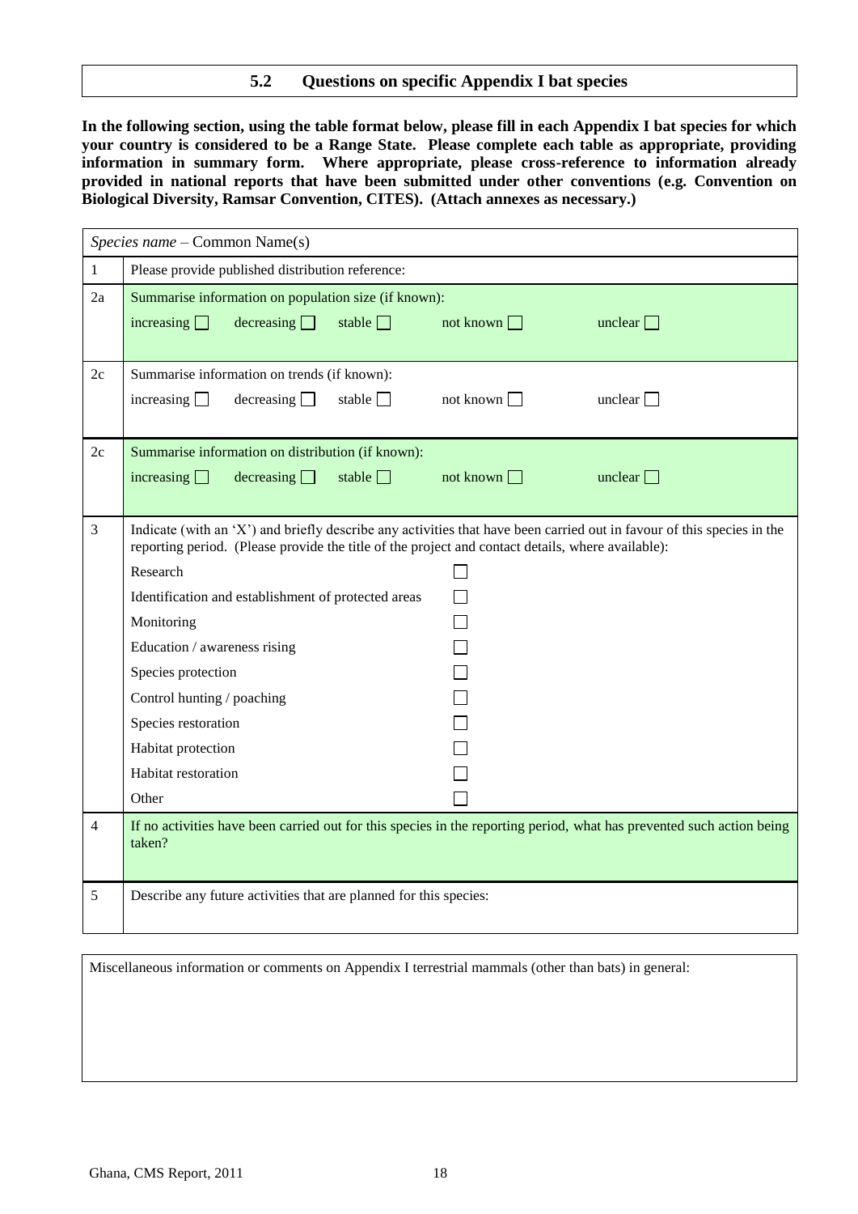## 5.2 Questions on specific Appendix I bat species

**In the following section, using the table format below, please fill in each Appendix I bat species for which your country is considered to be a Range State. Please complete each table as appropriate, providing information in summary form. Where appropriate, please cross-reference to information already provided in national reports that have been submitted under other conventions (e.g. Convention on Biological Diversity, Ramsar Convention, CITES). (Attach annexes as necessary.)**

| *Species name* – Common Name(s) | |
|---|---|
| 1 | Please provide published distribution reference: |
| 2a | Summarise information on population size (if known):<br>increasing ☐ decreasing ☐ stable ☐ not known ☐ unclear ☐ |
| 2c | Summarise information on trends (if known):<br>increasing ☐ decreasing ☐ stable ☐ not known ☐ unclear ☐ |
| 2c | Summarise information on distribution (if known):<br>increasing ☐ decreasing ☐ stable ☐ not known ☐ unclear ☐ |
| 3 | Indicate (with an 'X') and briefly describe any activities that have been carried out in favour of this species in the reporting period. (Please provide the title of the project and contact details, where available):<br>Research ☐<br>Identification and establishment of protected areas ☐<br>Monitoring ☐<br>Education / awareness rising ☐<br>Species protection ☐<br>Control hunting / poaching ☐<br>Species restoration ☐<br>Habitat protection ☐<br>Habitat restoration ☐<br>Other ☐ |
| 4 | If no activities have been carried out for this species in the reporting period, what has prevented such action being taken? |
| 5 | Describe any future activities that are planned for this species: |

| Miscellaneous information or comments on Appendix I terrestrial mammals (other than bats) in general: |
|---|
| |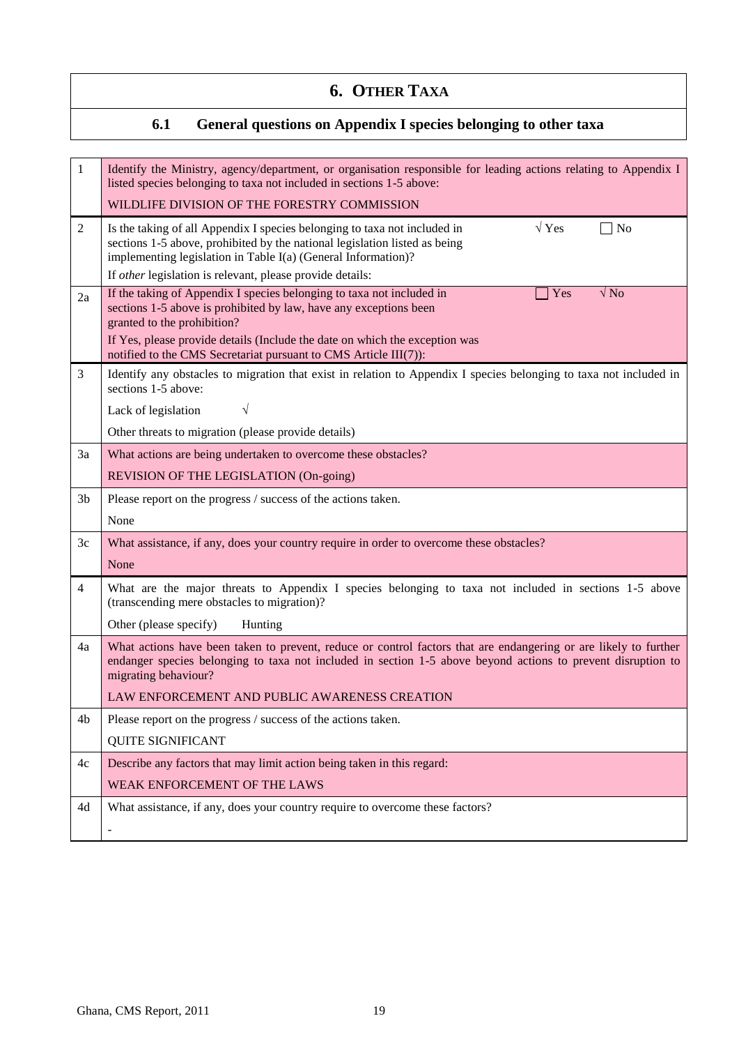# 6. Other Taxa

## 6.1 General questions on Appendix I species belonging to other taxa

| | |
|---|---|
| 1 | Identify the Ministry, agency/department, or organisation responsible for leading actions relating to Appendix I listed species belonging to taxa not included in sections 1-5 above:<br>WILDLIFE DIVISION OF THE FORESTRY COMMISSION |
| 2 | Is the taking of all Appendix I species belonging to taxa not included in sections 1-5 above, prohibited by the national legislation listed as being implementing legislation in Table I(a) (General Information)? √ Yes ☐ No<br>If *other* legislation is relevant, please provide details: |
| 2a | If the taking of Appendix I species belonging to taxa not included in sections 1-5 above is prohibited by law, have any exceptions been granted to the prohibition? ☐ Yes √ No<br>If Yes, please provide details (Include the date on which the exception was notified to the CMS Secretariat pursuant to CMS Article III(7)): |
| 3 | Identify any obstacles to migration that exist in relation to Appendix I species belonging to taxa not included in sections 1-5 above:<br>Lack of legislation √<br>Other threats to migration (please provide details) |
| 3a | What actions are being undertaken to overcome these obstacles?<br>REVISION OF THE LEGISLATION (On-going) |
| 3b | Please report on the progress / success of the actions taken.<br>None |
| 3c | What assistance, if any, does your country require in order to overcome these obstacles?<br>None |
| 4 | What are the major threats to Appendix I species belonging to taxa not included in sections 1-5 above (transcending mere obstacles to migration)?<br>Other (please specify) Hunting |
| 4a | What actions have been taken to prevent, reduce or control factors that are endangering or are likely to further endanger species belonging to taxa not included in section 1-5 above beyond actions to prevent disruption to migrating behaviour?<br>LAW ENFORCEMENT AND PUBLIC AWARENESS CREATION |
| 4b | Please report on the progress / success of the actions taken.<br>QUITE SIGNIFICANT |
| 4c | Describe any factors that may limit action being taken in this regard:<br>WEAK ENFORCEMENT OF THE LAWS |
| 4d | What assistance, if any, does your country require to overcome these factors?<br>- |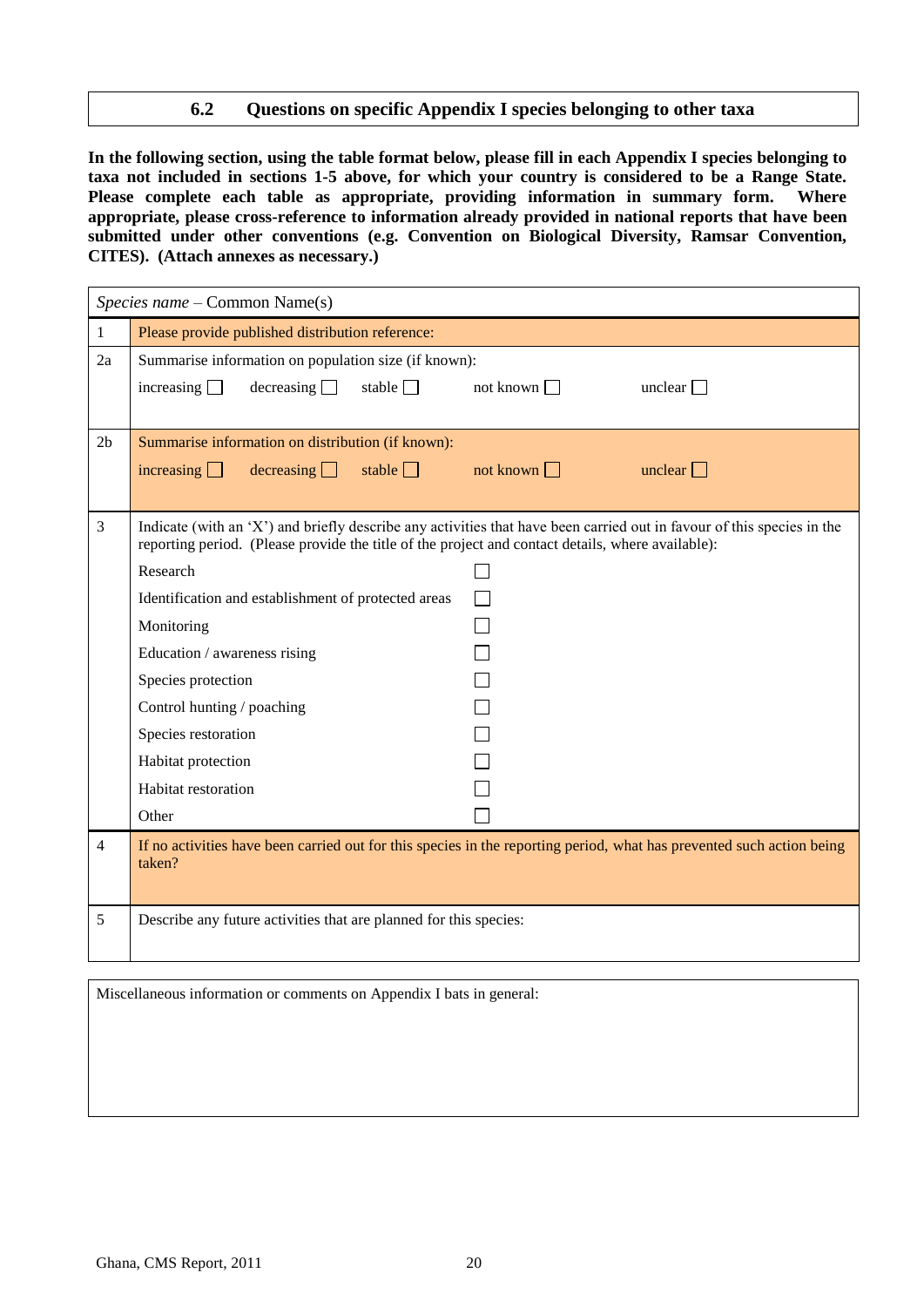## 6.2 Questions on specific Appendix I species belonging to other taxa

**In the following section, using the table format below, please fill in each Appendix I species belonging to taxa not included in sections 1-5 above, for which your country is considered to be a Range State. Please complete each table as appropriate, providing information in summary form. Where appropriate, please cross-reference to information already provided in national reports that have been submitted under other conventions (e.g. Convention on Biological Diversity, Ramsar Convention, CITES). (Attach annexes as necessary.)**

| *Species name* – Common Name(s) | |
|---|---|
| 1 | Please provide published distribution reference: |
| 2a | Summarise information on population size (if known):<br>increasing ☐ decreasing ☐ stable ☐ not known ☐ unclear ☐ |
| 2b | Summarise information on distribution (if known):<br>increasing ☐ decreasing ☐ stable ☐ not known ☐ unclear ☐ |
| 3 | Indicate (with an 'X') and briefly describe any activities that have been carried out in favour of this species in the reporting period. (Please provide the title of the project and contact details, where available):<br>Research ☐<br>Identification and establishment of protected areas ☐<br>Monitoring ☐<br>Education / awareness rising ☐<br>Species protection ☐<br>Control hunting / poaching ☐<br>Species restoration ☐<br>Habitat protection ☐<br>Habitat restoration ☐<br>Other ☐ |
| 4 | If no activities have been carried out for this species in the reporting period, what has prevented such action being taken? |
| 5 | Describe any future activities that are planned for this species: |

| Miscellaneous information or comments on Appendix I bats in general: |
|---|
| |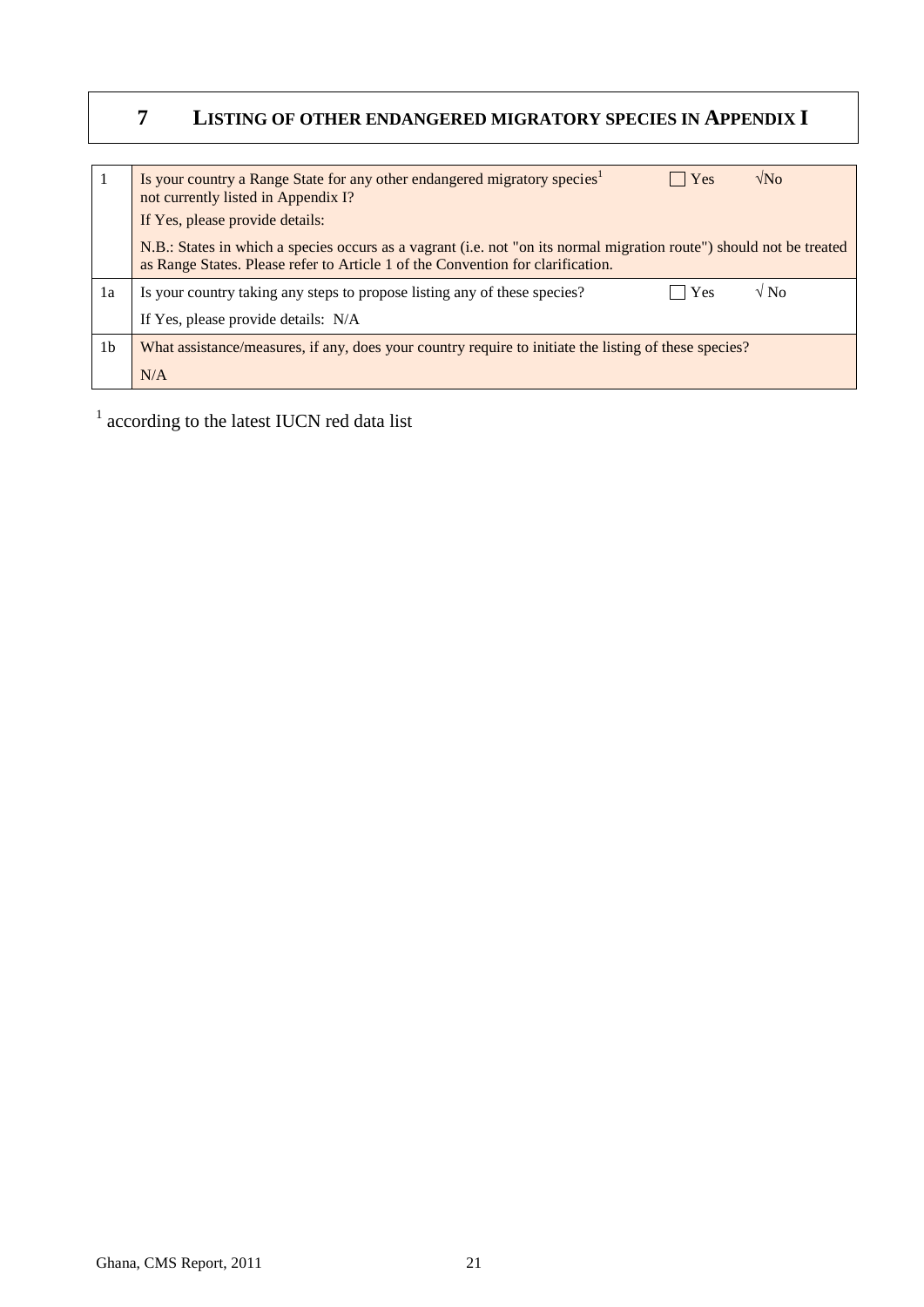# 7 LISTING OF OTHER ENDANGERED MIGRATORY SPECIES IN APPENDIX I

| | | | |
|---|---|---|---|
| 1 | Is your country a Range State for any other endangered migratory species[1] not currently listed in Appendix I?<br>If Yes, please provide details:<br>N.B.: States in which a species occurs as a vagrant (i.e. not "on its normal migration route") should not be treated as Range States. Please refer to Article 1 of the Convention for clarification. | ☐ Yes | √No |
| 1a | Is your country taking any steps to propose listing any of these species?<br>If Yes, please provide details: N/A | ☐ Yes | √ No |
| 1b | What assistance/measures, if any, does your country require to initiate the listing of these species?<br>N/A | | |

[1] according to the latest IUCN red data list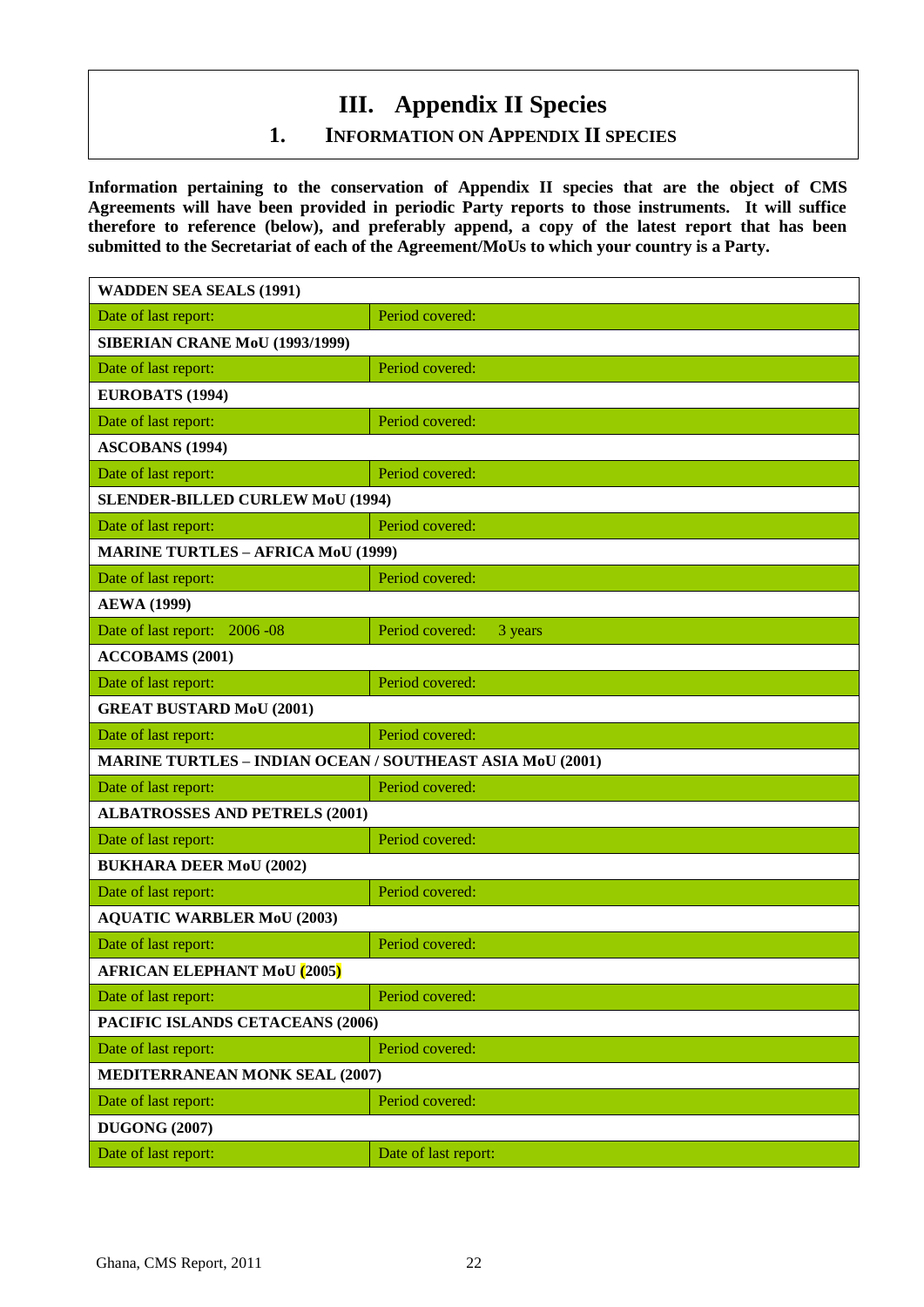# III. Appendix II Species

## 1. INFORMATION ON APPENDIX II SPECIES

**Information pertaining to the conservation of Appendix II species that are the object of CMS Agreements will have been provided in periodic Party reports to those instruments. It will suffice therefore to reference (below), and preferably append, a copy of the latest report that has been submitted to the Secretariat of each of the Agreement/MoUs to which your country is a Party.**

| **WADDEN SEA SEALS (1991)** | |
|---|---|
| Date of last report: | Period covered: |
| **SIBERIAN CRANE MoU (1993/1999)** | |
| Date of last report: | Period covered: |
| **EUROBATS (1994)** | |
| Date of last report: | Period covered: |
| **ASCOBANS (1994)** | |
| Date of last report: | Period covered: |
| **SLENDER-BILLED CURLEW MoU (1994)** | |
| Date of last report: | Period covered: |
| **MARINE TURTLES – AFRICA MoU (1999)** | |
| Date of last report: | Period covered: |
| **AEWA (1999)** | |
| Date of last report: 2006 -08 | Period covered: 3 years |
| **ACCOBAMS (2001)** | |
| Date of last report: | Period covered: |
| **GREAT BUSTARD MoU (2001)** | |
| Date of last report: | Period covered: |
| **MARINE TURTLES – INDIAN OCEAN / SOUTHEAST ASIA MoU (2001)** | |
| Date of last report: | Period covered: |
| **ALBATROSSES AND PETRELS (2001)** | |
| Date of last report: | Period covered: |
| **BUKHARA DEER MoU (2002)** | |
| Date of last report: | Period covered: |
| **AQUATIC WARBLER MoU (2003)** | |
| Date of last report: | Period covered: |
| **AFRICAN ELEPHANT MoU (2005)** | |
| Date of last report: | Period covered: |
| **PACIFIC ISLANDS CETACEANS (2006)** | |
| Date of last report: | Period covered: |
| **MEDITERRANEAN MONK SEAL (2007)** | |
| Date of last report: | Period covered: |
| **DUGONG (2007)** | |
| Date of last report: | Date of last report: |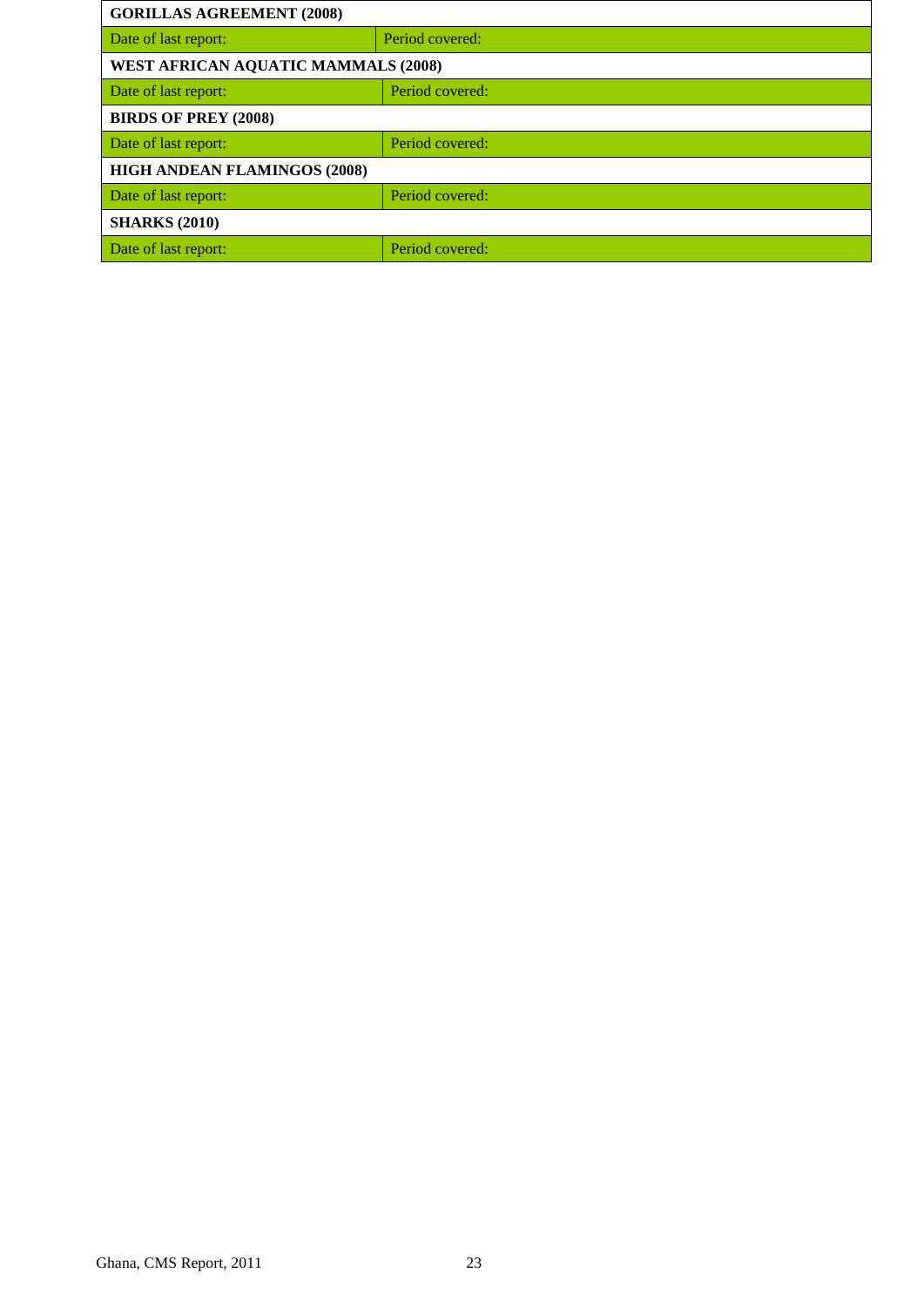| **GORILLAS AGREEMENT (2008)** | |
|---|---|
| Date of last report: | Period covered: |
| **WEST AFRICAN AQUATIC MAMMALS (2008)** | |
| Date of last report: | Period covered: |
| **BIRDS OF PREY (2008)** | |
| Date of last report: | Period covered: |
| **HIGH ANDEAN FLAMINGOS (2008)** | |
| Date of last report: | Period covered: |
| **SHARKS (2010)** | |
| Date of last report: | Period covered: |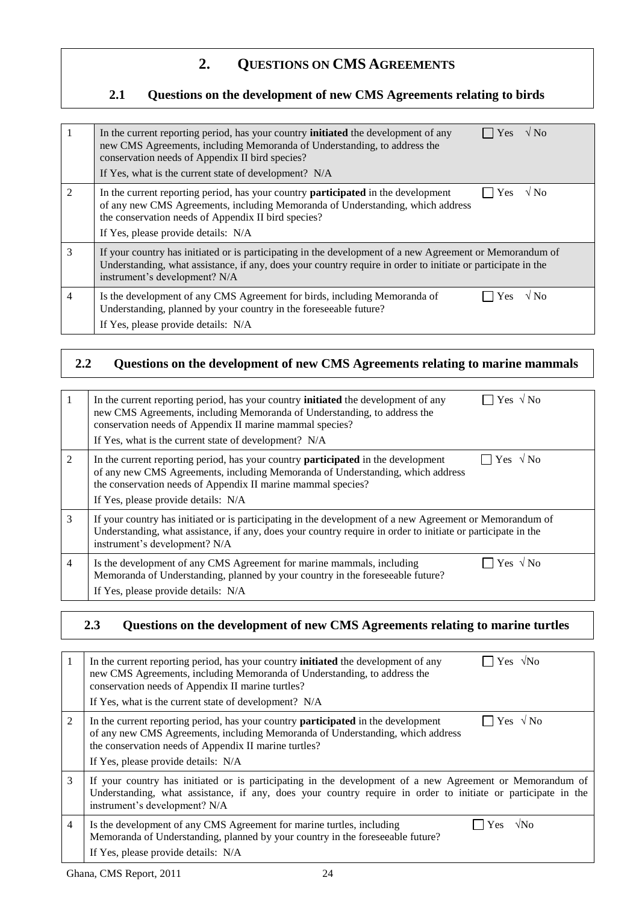## 2. Questions on CMS Agreements

### 2.1 Questions on the development of new CMS Agreements relating to birds

| | | |
|---|---|---|
| 1 | In the current reporting period, has your country **initiated** the development of any new CMS Agreements, including Memoranda of Understanding, to address the conservation needs of Appendix II bird species?<br>If Yes, what is the current state of development? N/A | ☐ Yes √ No |
| 2 | In the current reporting period, has your country **participated** in the development of any new CMS Agreements, including Memoranda of Understanding, which address the conservation needs of Appendix II bird species?<br>If Yes, please provide details: N/A | ☐ Yes √ No |
| 3 | If your country has initiated or is participating in the development of a new Agreement or Memorandum of Understanding, what assistance, if any, does your country require in order to initiate or participate in the instrument's development? N/A | |
| 4 | Is the development of any CMS Agreement for birds, including Memoranda of Understanding, planned by your country in the foreseeable future?<br>If Yes, please provide details: N/A | ☐ Yes √ No |

### 2.2 Questions on the development of new CMS Agreements relating to marine mammals

| | | |
|---|---|---|
| 1 | In the current reporting period, has your country **initiated** the development of any new CMS Agreements, including Memoranda of Understanding, to address the conservation needs of Appendix II marine mammal species?<br>If Yes, what is the current state of development? N/A | ☐ Yes √ No |
| 2 | In the current reporting period, has your country **participated** in the development of any new CMS Agreements, including Memoranda of Understanding, which address the conservation needs of Appendix II marine mammal species?<br>If Yes, please provide details: N/A | ☐ Yes √ No |
| 3 | If your country has initiated or is participating in the development of a new Agreement or Memorandum of Understanding, what assistance, if any, does your country require in order to initiate or participate in the instrument's development? N/A | |
| 4 | Is the development of any CMS Agreement for marine mammals, including Memoranda of Understanding, planned by your country in the foreseeable future?<br>If Yes, please provide details: N/A | ☐ Yes √ No |

### 2.3 Questions on the development of new CMS Agreements relating to marine turtles

| | | |
|---|---|---|
| 1 | In the current reporting period, has your country **initiated** the development of any new CMS Agreements, including Memoranda of Understanding, to address the conservation needs of Appendix II marine turtles?<br>If Yes, what is the current state of development? N/A | ☐ Yes √No |
| 2 | In the current reporting period, has your country **participated** in the development of any new CMS Agreements, including Memoranda of Understanding, which address the conservation needs of Appendix II marine turtles?<br>If Yes, please provide details: N/A | ☐ Yes √ No |
| 3 | If your country has initiated or is participating in the development of a new Agreement or Memorandum of Understanding, what assistance, if any, does your country require in order to initiate or participate in the instrument's development? N/A | |
| 4 | Is the development of any CMS Agreement for marine turtles, including Memoranda of Understanding, planned by your country in the foreseeable future?<br>If Yes, please provide details: N/A | ☐ Yes √No |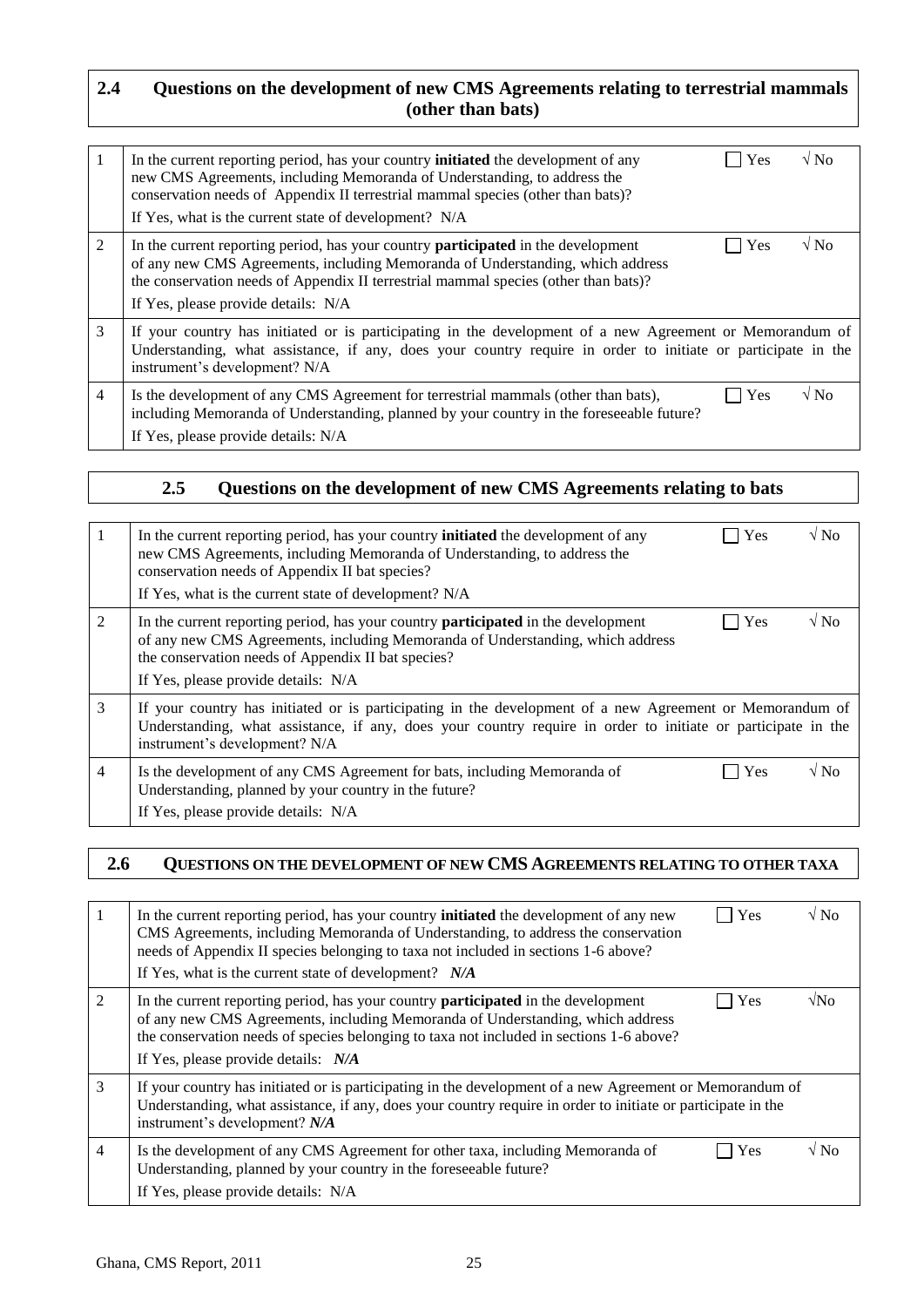## 2.4 Questions on the development of new CMS Agreements relating to terrestrial mammals (other than bats)

| | | | |
|---|---|---|---|
| 1 | In the current reporting period, has your country **initiated** the development of any new CMS Agreements, including Memoranda of Understanding, to address the conservation needs of Appendix II terrestrial mammal species (other than bats)?<br>If Yes, what is the current state of development? N/A | ☐ Yes | √ No |
| 2 | In the current reporting period, has your country **participated** in the development of any new CMS Agreements, including Memoranda of Understanding, which address the conservation needs of Appendix II terrestrial mammal species (other than bats)?<br>If Yes, please provide details: N/A | ☐ Yes | √ No |
| 3 | If your country has initiated or is participating in the development of a new Agreement or Memorandum of Understanding, what assistance, if any, does your country require in order to initiate or participate in the instrument's development? N/A | | |
| 4 | Is the development of any CMS Agreement for terrestrial mammals (other than bats), including Memoranda of Understanding, planned by your country in the foreseeable future?<br>If Yes, please provide details: N/A | ☐ Yes | √ No |

## 2.5 Questions on the development of new CMS Agreements relating to bats

| | | | |
|---|---|---|---|
| 1 | In the current reporting period, has your country **initiated** the development of any new CMS Agreements, including Memoranda of Understanding, to address the conservation needs of Appendix II bat species?<br>If Yes, what is the current state of development? N/A | ☐ Yes | √ No |
| 2 | In the current reporting period, has your country **participated** in the development of any new CMS Agreements, including Memoranda of Understanding, which address the conservation needs of Appendix II bat species?<br>If Yes, please provide details: N/A | ☐ Yes | √ No |
| 3 | If your country has initiated or is participating in the development of a new Agreement or Memorandum of Understanding, what assistance, if any, does your country require in order to initiate or participate in the instrument's development? N/A | | |
| 4 | Is the development of any CMS Agreement for bats, including Memoranda of Understanding, planned by your country in the future?<br>If Yes, please provide details: N/A | ☐ Yes | √ No |

## 2.6 QUESTIONS ON THE DEVELOPMENT OF NEW CMS AGREEMENTS RELATING TO OTHER TAXA

| | | | |
|---|---|---|---|
| 1 | In the current reporting period, has your country **initiated** the development of any new CMS Agreements, including Memoranda of Understanding, to address the conservation needs of Appendix II species belonging to taxa not included in sections 1-6 above?<br>If Yes, what is the current state of development? ***N/A*** | ☐ Yes | √ No |
| 2 | In the current reporting period, has your country **participated** in the development of any new CMS Agreements, including Memoranda of Understanding, which address the conservation needs of species belonging to taxa not included in sections 1-6 above?<br>If Yes, please provide details: ***N/A*** | ☐ Yes | √No |
| 3 | If your country has initiated or is participating in the development of a new Agreement or Memorandum of Understanding, what assistance, if any, does your country require in order to initiate or participate in the instrument's development? ***N/A*** | | |
| 4 | Is the development of any CMS Agreement for other taxa, including Memoranda of Understanding, planned by your country in the foreseeable future?<br>If Yes, please provide details: N/A | ☐ Yes | √ No |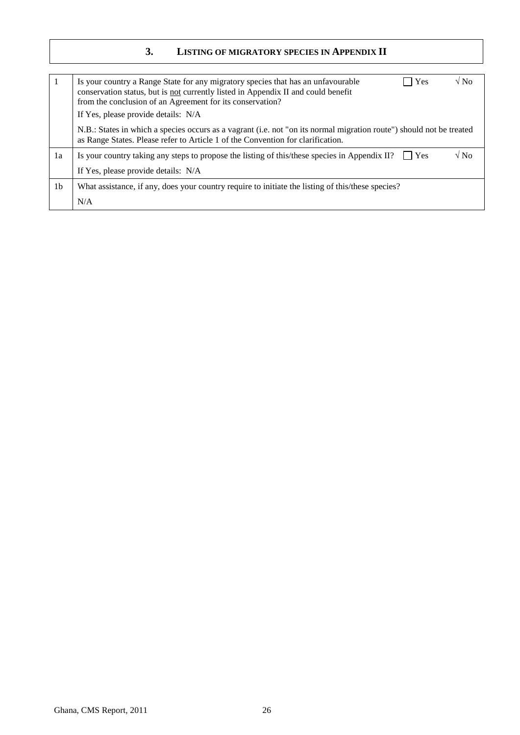## 3. LISTING OF MIGRATORY SPECIES IN APPENDIX II

| | | | |
|---|---|---|---|
| 1 | Is your country a Range State for any migratory species that has an unfavourable conservation status, but is not currently listed in Appendix II and could benefit from the conclusion of an Agreement for its conservation? | ☐ Yes | √ No |
| | If Yes, please provide details: N/A | | |
| | N.B.: States in which a species occurs as a vagrant (i.e. not "on its normal migration route") should not be treated as Range States. Please refer to Article 1 of the Convention for clarification. | | |
| 1a | Is your country taking any steps to propose the listing of this/these species in Appendix II? | ☐ Yes | √ No |
| | If Yes, please provide details: N/A | | |
| 1b | What assistance, if any, does your country require to initiate the listing of this/these species? | | |
| | N/A | | |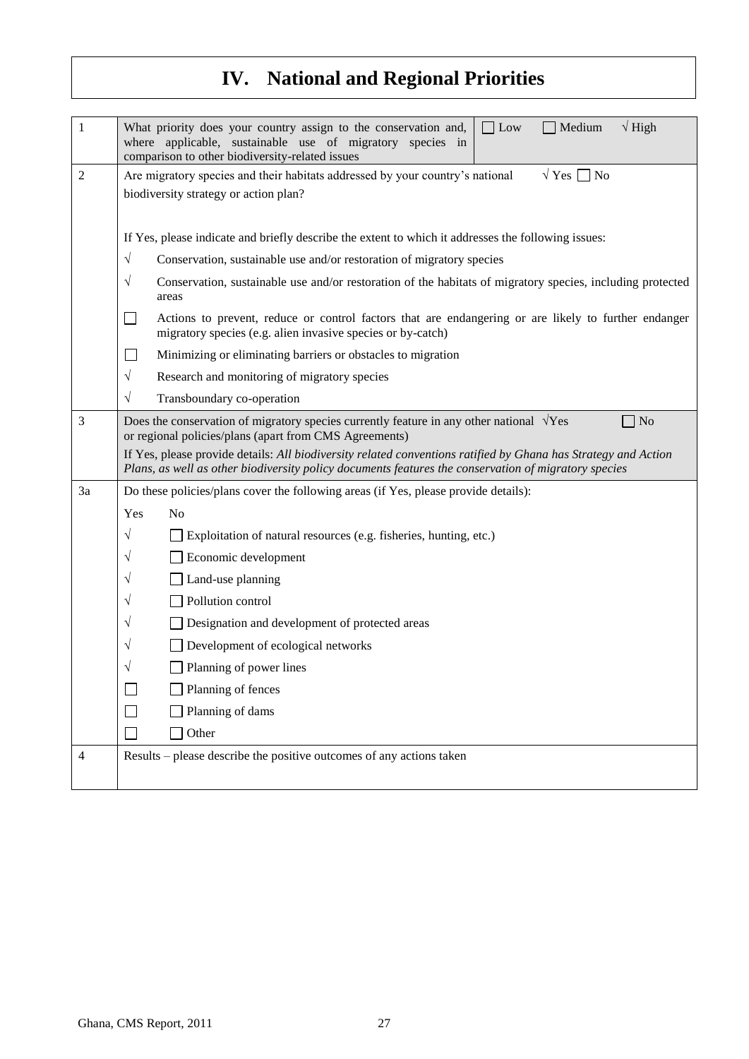# IV. National and Regional Priorities

| | | |
|---|---|---|
| 1 | What priority does your country assign to the conservation and, where applicable, sustainable use of migratory species in comparison to other biodiversity-related issues | ☐ Low ☐ Medium √ High |
| 2 | Are migratory species and their habitats addressed by your country's national biodiversity strategy or action plan?<br><br>If Yes, please indicate and briefly describe the extent to which it addresses the following issues:<br>√ Conservation, sustainable use and/or restoration of migratory species<br>√ Conservation, sustainable use and/or restoration of the habitats of migratory species, including protected areas<br>☐ Actions to prevent, reduce or control factors that are endangering or are likely to further endanger migratory species (e.g. alien invasive species or by-catch)<br>☐ Minimizing or eliminating barriers or obstacles to migration<br>√ Research and monitoring of migratory species<br>√ Transboundary co-operation | √ Yes ☐ No |
| 3 | Does the conservation of migratory species currently feature in any other national or regional policies/plans (apart from CMS Agreements)<br>If Yes, please provide details: *All biodiversity related conventions ratified by Ghana has Strategy and Action Plans, as well as other biodiversity policy documents features the conservation of migratory species* | √Yes ☐ No |
| 3a | Do these policies/plans cover the following areas (if Yes, please provide details):<br>Yes No<br>√ ☐ Exploitation of natural resources (e.g. fisheries, hunting, etc.)<br>√ ☐ Economic development<br>√ ☐ Land-use planning<br>√ ☐ Pollution control<br>√ ☐ Designation and development of protected areas<br>√ ☐ Development of ecological networks<br>√ ☐ Planning of power lines<br>☐ ☐ Planning of fences<br>☐ ☐ Planning of dams<br>☐ ☐ Other | |
| 4 | Results – please describe the positive outcomes of any actions taken | |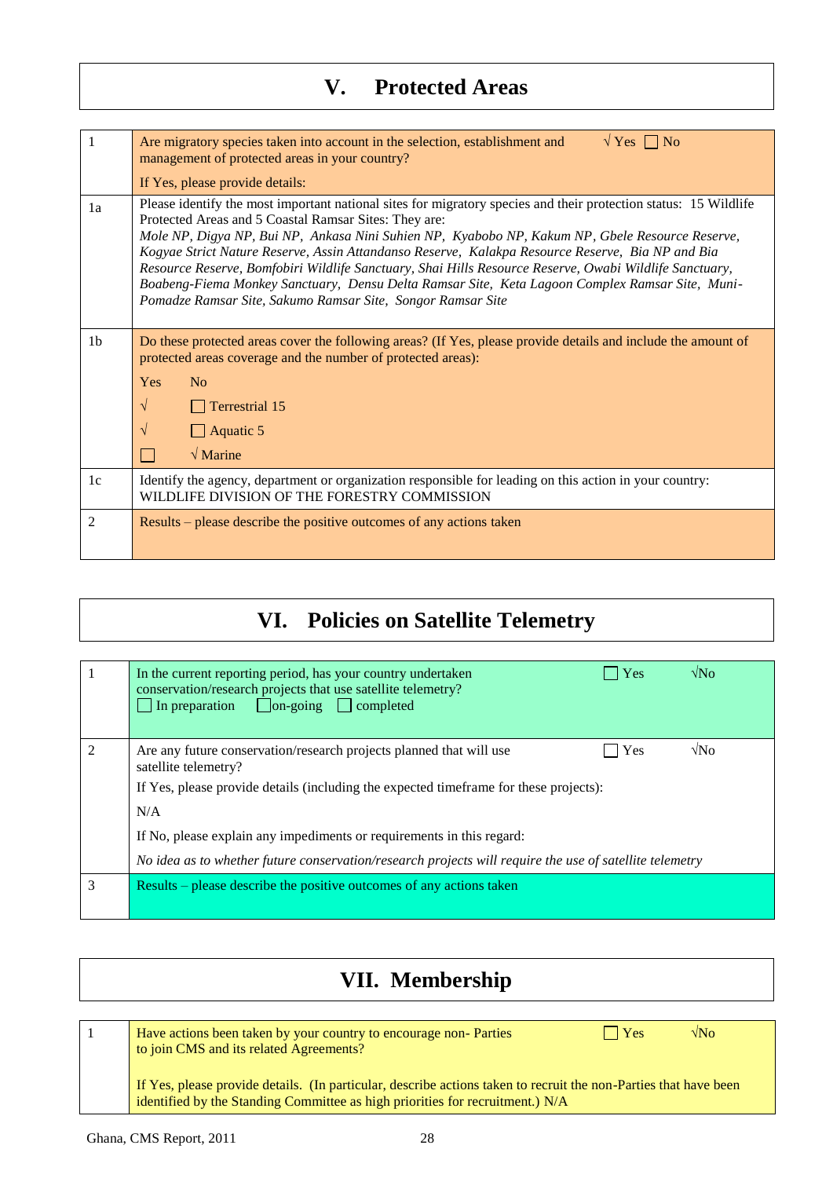# V. Protected Areas

| | |
|---|---|
| 1 | Are migratory species taken into account in the selection, establishment and management of protected areas in your country? √ Yes ☐ No<br><br>If Yes, please provide details: |
| 1a | Please identify the most important national sites for migratory species and their protection status: 15 Wildlife Protected Areas and 5 Coastal Ramsar Sites: They are:<br>*Mole NP, Digya NP, Bui NP, Ankasa Nini Suhien NP, Kyabobo NP, Kakum NP, Gbele Resource Reserve, Kogyae Strict Nature Reserve, Assin Attandanso Reserve, Kalakpa Resource Reserve, Bia NP and Bia Resource Reserve, Bomfobiri Wildlife Sanctuary, Shai Hills Resource Reserve, Owabi Wildlife Sanctuary, Boabeng-Fiema Monkey Sanctuary, Densu Delta Ramsar Site, Keta Lagoon Complex Ramsar Site, Muni-Pomadze Ramsar Site, Sakumo Ramsar Site, Songor Ramsar Site* |
| 1b | Do these protected areas cover the following areas? (If Yes, please provide details and include the amount of protected areas coverage and the number of protected areas):<br><br>Yes No<br>√ ☐ Terrestrial 15<br>√ ☐ Aquatic 5<br>☐ √ Marine |
| 1c | Identify the agency, department or organization responsible for leading on this action in your country:<br>WILDLIFE DIVISION OF THE FORESTRY COMMISSION |
| 2 | Results – please describe the positive outcomes of any actions taken |

# VI. Policies on Satellite Telemetry

| | |
|---|---|
| 1 | In the current reporting period, has your country undertaken conservation/research projects that use satellite telemetry? ☐ Yes √No<br>☐ In preparation ☐ on-going ☐ completed |
| 2 | Are any future conservation/research projects planned that will use satellite telemetry? ☐ Yes √No<br><br>If Yes, please provide details (including the expected timeframe for these projects):<br><br>N/A<br><br>If No, please explain any impediments or requirements in this regard:<br><br>*No idea as to whether future conservation/research projects will require the use of satellite telemetry* |
| 3 | Results – please describe the positive outcomes of any actions taken |

# VII. Membership

| | |
|---|---|
| 1 | Have actions been taken by your country to encourage non- Parties to join CMS and its related Agreements? ☐ Yes √No<br><br>If Yes, please provide details. (In particular, describe actions taken to recruit the non-Parties that have been identified by the Standing Committee as high priorities for recruitment.) N/A |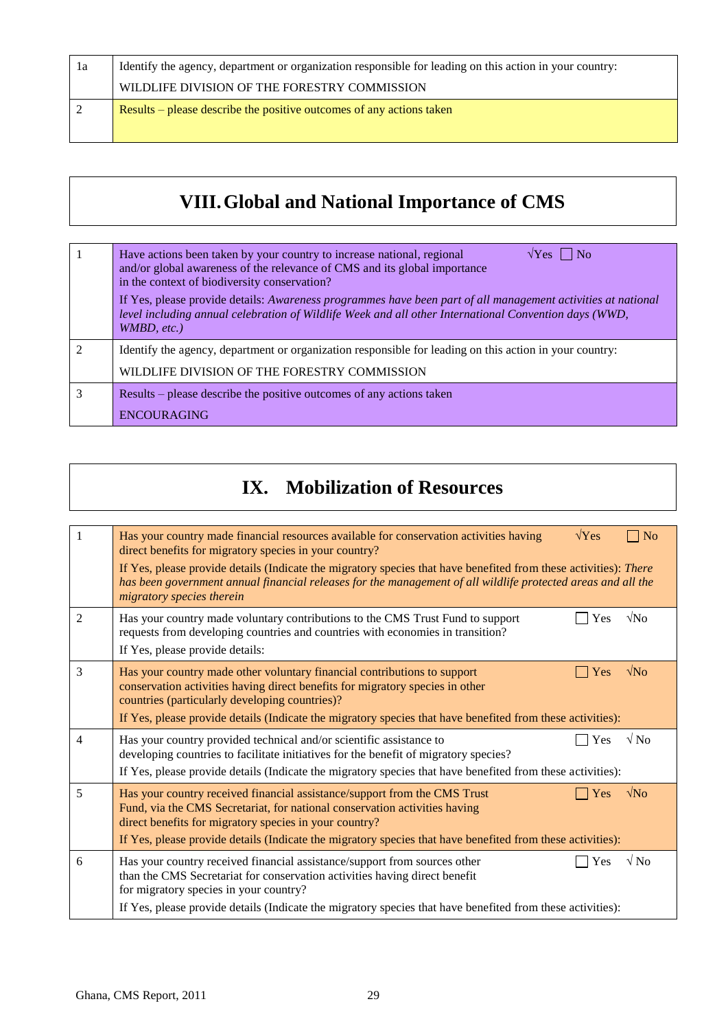| | |
|---|---|
| 1a | Identify the agency, department or organization responsible for leading on this action in your country: WILDLIFE DIVISION OF THE FORESTRY COMMISSION |
| 2 | Results – please describe the positive outcomes of any actions taken |

# VIII. Global and National Importance of CMS

| | |
|---|---|
| 1 | Have actions been taken by your country to increase national, regional and/or global awareness of the relevance of CMS and its global importance in the context of biodiversity conservation? √Yes ☐ No<br><br>If Yes, please provide details: *Awareness programmes have been part of all management activities at national level including annual celebration of Wildlife Week and all other International Convention days (WWD, WMBD, etc.)* |
| 2 | Identify the agency, department or organization responsible for leading on this action in your country: WILDLIFE DIVISION OF THE FORESTRY COMMISSION |
| 3 | Results – please describe the positive outcomes of any actions taken<br><br>ENCOURAGING |

# IX. Mobilization of Resources

| | |
|---|---|
| 1 | Has your country made financial resources available for conservation activities having direct benefits for migratory species in your country? √Yes ☐ No<br><br>If Yes, please provide details (Indicate the migratory species that have benefited from these activities): *There has been government annual financial releases for the management of all wildlife protected areas and all the migratory species therein* |
| 2 | Has your country made voluntary contributions to the CMS Trust Fund to support requests from developing countries and countries with economies in transition? ☐ Yes √No<br><br>If Yes, please provide details: |
| 3 | Has your country made other voluntary financial contributions to support conservation activities having direct benefits for migratory species in other countries (particularly developing countries)? ☐ Yes √No<br><br>If Yes, please provide details (Indicate the migratory species that have benefited from these activities): |
| 4 | Has your country provided technical and/or scientific assistance to developing countries to facilitate initiatives for the benefit of migratory species? ☐ Yes √ No<br><br>If Yes, please provide details (Indicate the migratory species that have benefited from these activities): |
| 5 | Has your country received financial assistance/support from the CMS Trust Fund, via the CMS Secretariat, for national conservation activities having direct benefits for migratory species in your country? ☐ Yes √No<br><br>If Yes, please provide details (Indicate the migratory species that have benefited from these activities): |
| 6 | Has your country received financial assistance/support from sources other than the CMS Secretariat for conservation activities having direct benefit for migratory species in your country? ☐ Yes √ No<br><br>If Yes, please provide details (Indicate the migratory species that have benefited from these activities): |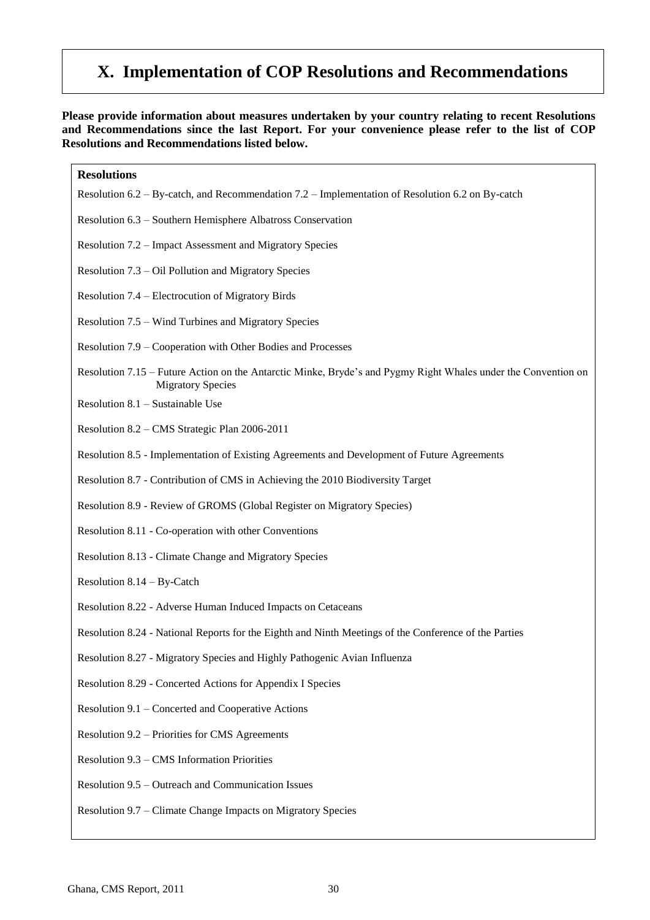# X. Implementation of COP Resolutions and Recommendations

**Please provide information about measures undertaken by your country relating to recent Resolutions and Recommendations since the last Report. For your convenience please refer to the list of COP Resolutions and Recommendations listed below.**

**Resolutions**

Resolution 6.2 – By-catch, and Recommendation 7.2 – Implementation of Resolution 6.2 on By-catch

Resolution 6.3 – Southern Hemisphere Albatross Conservation

Resolution 7.2 – Impact Assessment and Migratory Species

Resolution 7.3 – Oil Pollution and Migratory Species

Resolution 7.4 – Electrocution of Migratory Birds

Resolution 7.5 – Wind Turbines and Migratory Species

Resolution 7.9 – Cooperation with Other Bodies and Processes

Resolution 7.15 – Future Action on the Antarctic Minke, Bryde's and Pygmy Right Whales under the Convention on Migratory Species

Resolution 8.1 – Sustainable Use

Resolution 8.2 – CMS Strategic Plan 2006-2011

Resolution 8.5 - Implementation of Existing Agreements and Development of Future Agreements

Resolution 8.7 - Contribution of CMS in Achieving the 2010 Biodiversity Target

Resolution 8.9 - Review of GROMS (Global Register on Migratory Species)

Resolution 8.11 - Co-operation with other Conventions

Resolution 8.13 - Climate Change and Migratory Species

Resolution 8.14 – By-Catch

Resolution 8.22 - Adverse Human Induced Impacts on Cetaceans

Resolution 8.24 - National Reports for the Eighth and Ninth Meetings of the Conference of the Parties

Resolution 8.27 - Migratory Species and Highly Pathogenic Avian Influenza

Resolution 8.29 - Concerted Actions for Appendix I Species

Resolution 9.1 – Concerted and Cooperative Actions

Resolution 9.2 – Priorities for CMS Agreements

Resolution 9.3 – CMS Information Priorities

Resolution 9.5 – Outreach and Communication Issues

Resolution 9.7 – Climate Change Impacts on Migratory Species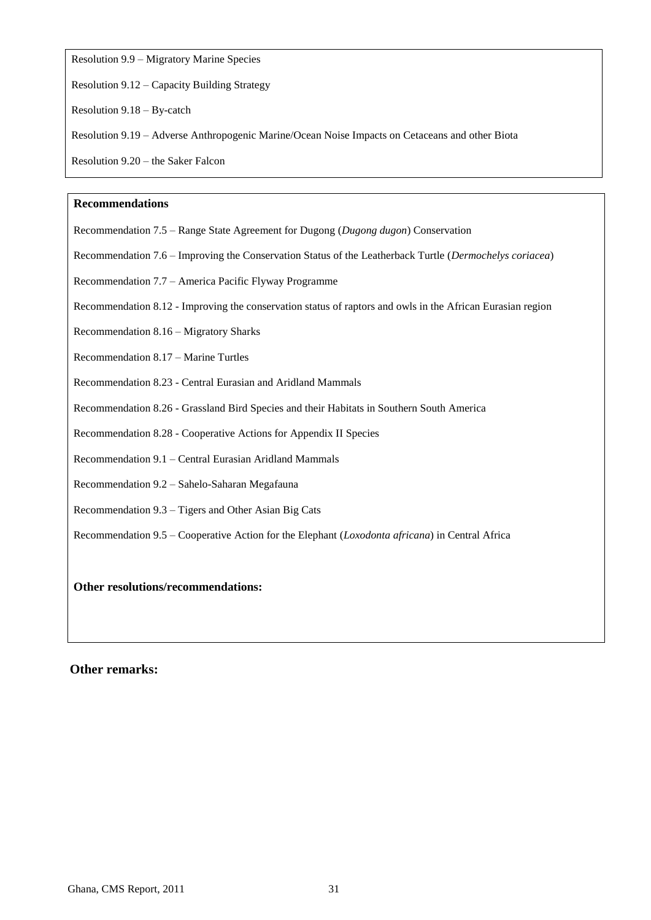Resolution 9.9 – Migratory Marine Species

Resolution 9.12 – Capacity Building Strategy

Resolution 9.18 – By-catch

Resolution 9.19 – Adverse Anthropogenic Marine/Ocean Noise Impacts on Cetaceans and other Biota

Resolution 9.20 – the Saker Falcon

**Recommendations**

Recommendation 7.5 – Range State Agreement for Dugong (*Dugong dugon*) Conservation

Recommendation 7.6 – Improving the Conservation Status of the Leatherback Turtle (*Dermochelys coriacea*)

Recommendation 7.7 – America Pacific Flyway Programme

Recommendation 8.12 - Improving the conservation status of raptors and owls in the African Eurasian region

Recommendation 8.16 – Migratory Sharks

Recommendation 8.17 – Marine Turtles

Recommendation 8.23 - Central Eurasian and Aridland Mammals

Recommendation 8.26 - Grassland Bird Species and their Habitats in Southern South America

Recommendation 8.28 - Cooperative Actions for Appendix II Species

Recommendation 9.1 – Central Eurasian Aridland Mammals

Recommendation 9.2 – Sahelo-Saharan Megafauna

Recommendation 9.3 – Tigers and Other Asian Big Cats

Recommendation 9.5 – Cooperative Action for the Elephant (*Loxodonta africana*) in Central Africa

**Other resolutions/recommendations:**

**Other remarks:**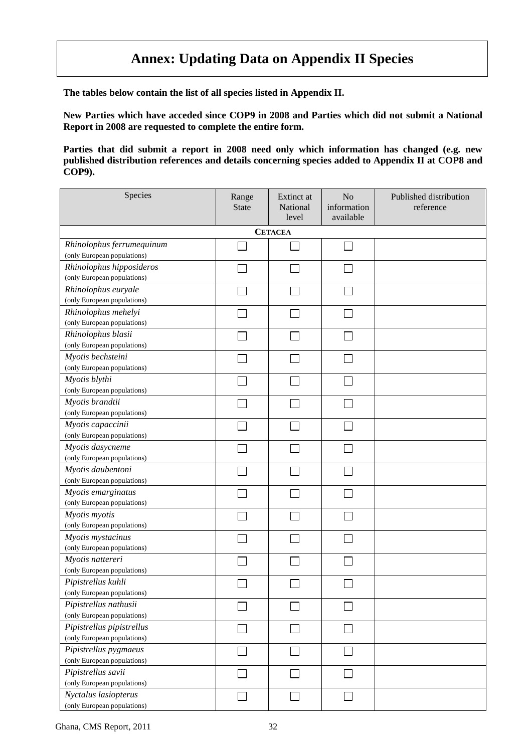# Annex: Updating Data on Appendix II Species

**The tables below contain the list of all species listed in Appendix II.**

**New Parties which have acceded since COP9 in 2008 and Parties which did not submit a National Report in 2008 are requested to complete the entire form.**

**Parties that did submit a report in 2008 need only which information has changed (e.g. new published distribution references and details concerning species added to Appendix II at COP8 and COP9).**

| Species | Range State | Extinct at National level | No information available | Published distribution reference |
|---|---|---|---|---|
| **CETACEA** | | | | |
| *Rhinolophus ferrumequinum* (only European populations) | ☐ | ☐ | ☐ | |
| *Rhinolophus hipposideros* (only European populations) | ☐ | ☐ | ☐ | |
| *Rhinolophus euryale* (only European populations) | ☐ | ☐ | ☐ | |
| *Rhinolophus mehelyi* (only European populations) | ☐ | ☐ | ☐ | |
| *Rhinolophus blasii* (only European populations) | ☐ | ☐ | ☐ | |
| *Myotis bechsteini* (only European populations) | ☐ | ☐ | ☐ | |
| *Myotis blythi* (only European populations) | ☐ | ☐ | ☐ | |
| *Myotis brandtii* (only European populations) | ☐ | ☐ | ☐ | |
| *Myotis capaccinii* (only European populations) | ☐ | ☐ | ☐ | |
| *Myotis dasycneme* (only European populations) | ☐ | ☐ | ☐ | |
| *Myotis daubentoni* (only European populations) | ☐ | ☐ | ☐ | |
| *Myotis emarginatus* (only European populations) | ☐ | ☐ | ☐ | |
| *Myotis myotis* (only European populations) | ☐ | ☐ | ☐ | |
| *Myotis mystacinus* (only European populations) | ☐ | ☐ | ☐ | |
| *Myotis nattereri* (only European populations) | ☐ | ☐ | ☐ | |
| *Pipistrellus kuhli* (only European populations) | ☐ | ☐ | ☐ | |
| *Pipistrellus nathusii* (only European populations) | ☐ | ☐ | ☐ | |
| *Pipistrellus pipistrellus* (only European populations) | ☐ | ☐ | ☐ | |
| *Pipistrellus pygmaeus* (only European populations) | ☐ | ☐ | ☐ | |
| *Pipistrellus savii* (only European populations) | ☐ | ☐ | ☐ | |
| *Nyctalus lasiopterus* (only European populations) | ☐ | ☐ | ☐ | |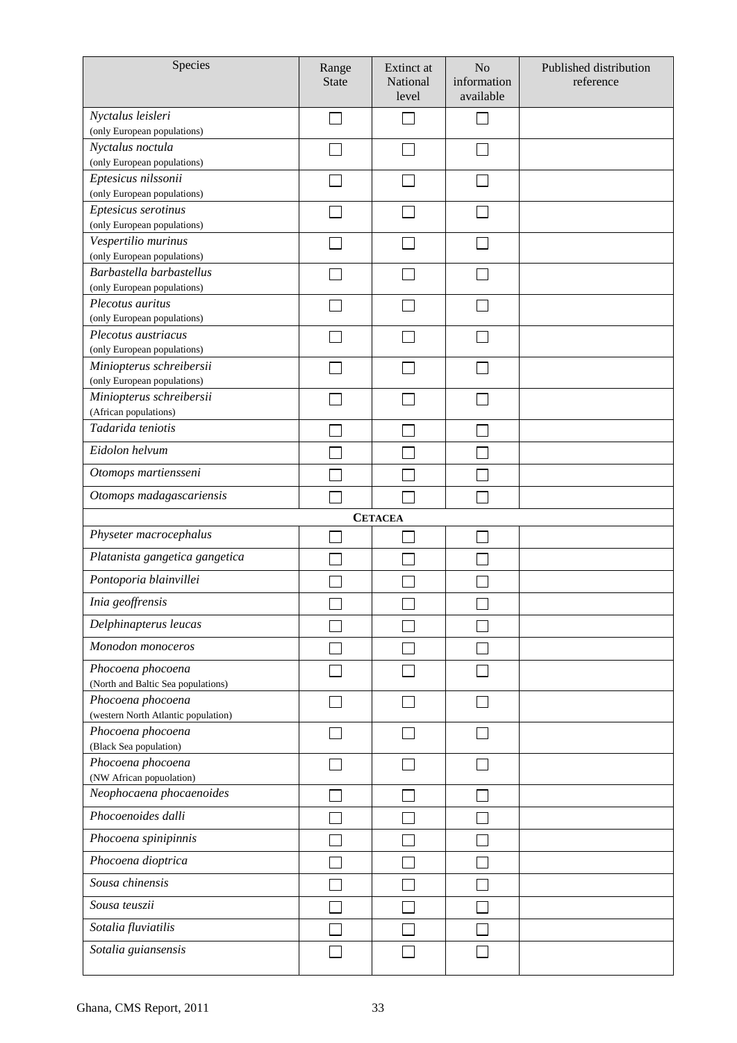| Species | Range State | Extinct at National level | No information available | Published distribution reference |
|---|---|---|---|---|
| *Nyctalus leisleri* (only European populations) | ☐ | ☐ | ☐ | |
| *Nyctalus noctula* (only European populations) | ☐ | ☐ | ☐ | |
| *Eptesicus nilssonii* (only European populations) | ☐ | ☐ | ☐ | |
| *Eptesicus serotinus* (only European populations) | ☐ | ☐ | ☐ | |
| *Vespertilio murinus* (only European populations) | ☐ | ☐ | ☐ | |
| *Barbastella barbastellus* (only European populations) | ☐ | ☐ | ☐ | |
| *Plecotus auritus* (only European populations) | ☐ | ☐ | ☐ | |
| *Plecotus austriacus* (only European populations) | ☐ | ☐ | ☐ | |
| *Miniopterus schreibersii* (only European populations) | ☐ | ☐ | ☐ | |
| *Miniopterus schreibersii* (African populations) | ☐ | ☐ | ☐ | |
| *Tadarida teniotis* | ☐ | ☐ | ☐ | |
| *Eidolon helvum* | ☐ | ☐ | ☐ | |
| *Otomops martiensseni* | ☐ | ☐ | ☐ | |
| *Otomops madagascariensis* | ☐ | ☐ | ☐ | |
| **CETACEA** | | | | |
| *Physeter macrocephalus* | ☐ | ☐ | ☐ | |
| *Platanista gangetica gangetica* | ☐ | ☐ | ☐ | |
| *Pontoporia blainvillei* | ☐ | ☐ | ☐ | |
| *Inia geoffrensis* | ☐ | ☐ | ☐ | |
| *Delphinapterus leucas* | ☐ | ☐ | ☐ | |
| *Monodon monoceros* | ☐ | ☐ | ☐ | |
| *Phocoena phocoena* (North and Baltic Sea populations) | ☐ | ☐ | ☐ | |
| *Phocoena phocoena* (western North Atlantic population) | ☐ | ☐ | ☐ | |
| *Phocoena phocoena* (Black Sea population) | ☐ | ☐ | ☐ | |
| *Phocoena phocoena* (NW African popuolation) | ☐ | ☐ | ☐ | |
| *Neophocaena phocaenoides* | ☐ | ☐ | ☐ | |
| *Phocoenoides dalli* | ☐ | ☐ | ☐ | |
| *Phocoena spinipinnis* | ☐ | ☐ | ☐ | |
| *Phocoena dioptrica* | ☐ | ☐ | ☐ | |
| *Sousa chinensis* | ☐ | ☐ | ☐ | |
| *Sousa teuszii* | ☐ | ☐ | ☐ | |
| *Sotalia fluviatilis* | ☐ | ☐ | ☐ | |
| *Sotalia guiansensis* | ☐ | ☐ | ☐ | |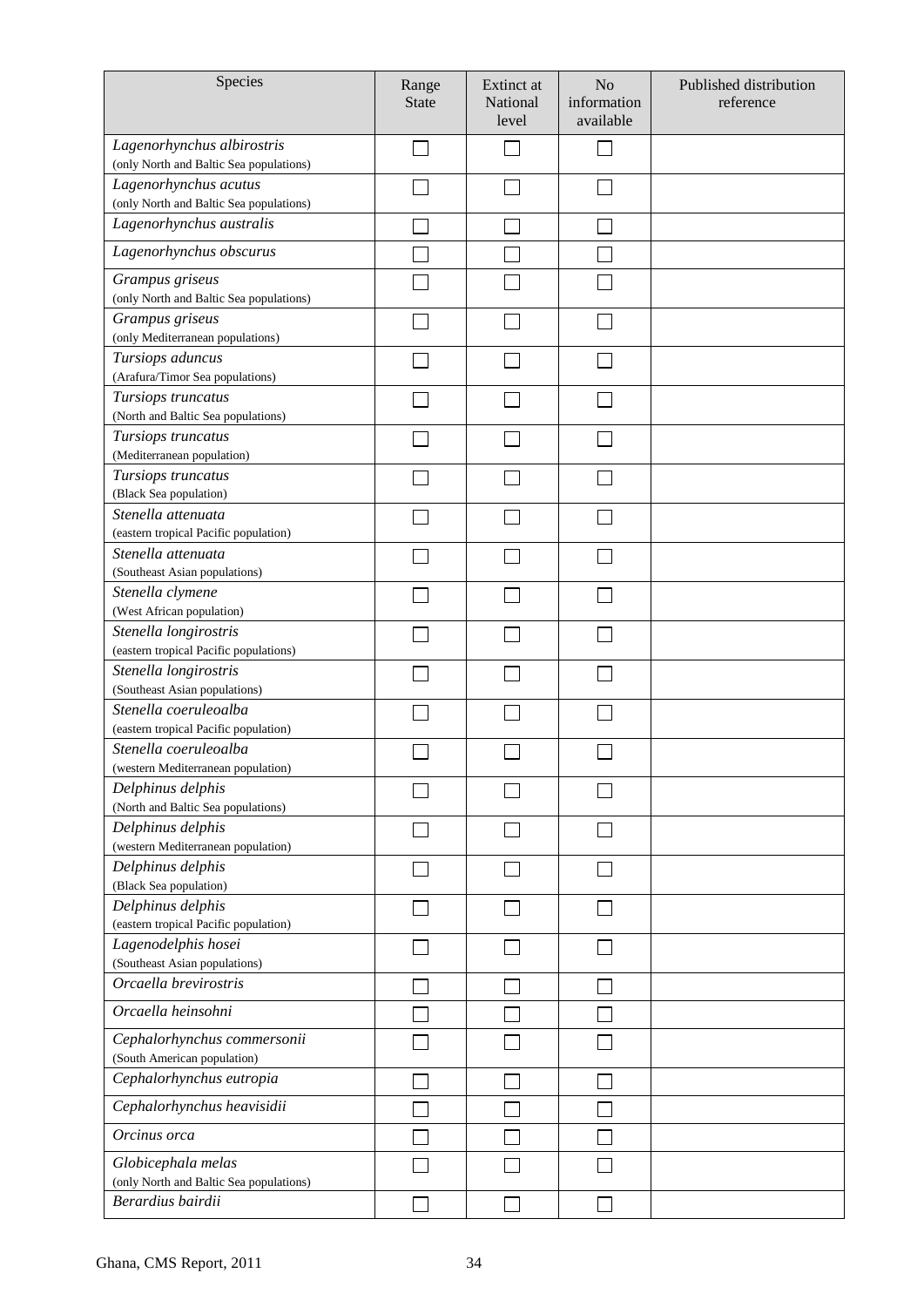| Species | Range State | Extinct at National level | No information available | Published distribution reference |
|---|---|---|---|---|
| *Lagenorhynchus albirostris* (only North and Baltic Sea populations) | ☐ | ☐ | ☐ | |
| *Lagenorhynchus acutus* (only North and Baltic Sea populations) | ☐ | ☐ | ☐ | |
| *Lagenorhynchus australis* | ☐ | ☐ | ☐ | |
| *Lagenorhynchus obscurus* | ☐ | ☐ | ☐ | |
| *Grampus griseus* (only North and Baltic Sea populations) | ☐ | ☐ | ☐ | |
| *Grampus griseus* (only Mediterranean populations) | ☐ | ☐ | ☐ | |
| *Tursiops aduncus* (Arafura/Timor Sea populations) | ☐ | ☐ | ☐ | |
| *Tursiops truncatus* (North and Baltic Sea populations) | ☐ | ☐ | ☐ | |
| *Tursiops truncatus* (Mediterranean population) | ☐ | ☐ | ☐ | |
| *Tursiops truncatus* (Black Sea population) | ☐ | ☐ | ☐ | |
| *Stenella attenuata* (eastern tropical Pacific population) | ☐ | ☐ | ☐ | |
| *Stenella attenuata* (Southeast Asian populations) | ☐ | ☐ | ☐ | |
| *Stenella clymene* (West African population) | ☐ | ☐ | ☐ | |
| *Stenella longirostris* (eastern tropical Pacific populations) | ☐ | ☐ | ☐ | |
| *Stenella longirostris* (Southeast Asian populations) | ☐ | ☐ | ☐ | |
| *Stenella coeruleoalba* (eastern tropical Pacific population) | ☐ | ☐ | ☐ | |
| *Stenella coeruleoalba* (western Mediterranean population) | ☐ | ☐ | ☐ | |
| *Delphinus delphis* (North and Baltic Sea populations) | ☐ | ☐ | ☐ | |
| *Delphinus delphis* (western Mediterranean population) | ☐ | ☐ | ☐ | |
| *Delphinus delphis* (Black Sea population) | ☐ | ☐ | ☐ | |
| *Delphinus delphis* (eastern tropical Pacific population) | ☐ | ☐ | ☐ | |
| *Lagenodelphis hosei* (Southeast Asian populations) | ☐ | ☐ | ☐ | |
| *Orcaella brevirostris* | ☐ | ☐ | ☐ | |
| *Orcaella heinsohni* | ☐ | ☐ | ☐ | |
| *Cephalorhynchus commersonii* (South American population) | ☐ | ☐ | ☐ | |
| *Cephalorhynchus eutropia* | ☐ | ☐ | ☐ | |
| *Cephalorhynchus heavisidii* | ☐ | ☐ | ☐ | |
| *Orcinus orca* | ☐ | ☐ | ☐ | |
| *Globicephala melas* (only North and Baltic Sea populations) | ☐ | ☐ | ☐ | |
| *Berardius bairdii* | ☐ | ☐ | ☐ | |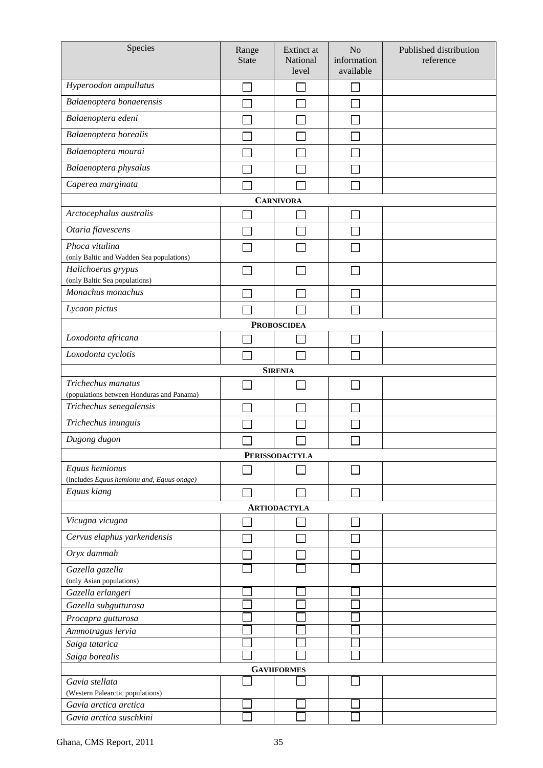| Species | Range State | Extinct at National level | No information available | Published distribution reference |
|---|---|---|---|---|
| *Hyperoodon ampullatus* | ☐ | ☐ | ☐ | |
| *Balaenoptera bonaerensis* | ☐ | ☐ | ☐ | |
| *Balaenoptera edeni* | ☐ | ☐ | ☐ | |
| *Balaenoptera borealis* | ☐ | ☐ | ☐ | |
| *Balaenoptera mourai* | ☐ | ☐ | ☐ | |
| *Balaenoptera physalus* | ☐ | ☐ | ☐ | |
| *Caperea marginata* | ☐ | ☐ | ☐ | |
| **CARNIVORA** | | | | |
| *Arctocephalus australis* | ☐ | ☐ | ☐ | |
| *Otaria flavescens* | ☐ | ☐ | ☐ | |
| *Phoca vitulina* (only Baltic and Wadden Sea populations) | ☐ | ☐ | ☐ | |
| *Halichoerus grypus* (only Baltic Sea populations) | ☐ | ☐ | ☐ | |
| *Monachus monachus* | ☐ | ☐ | ☐ | |
| *Lycaon pictus* | ☐ | ☐ | ☐ | |
| **PROBOSCIDEA** | | | | |
| *Loxodonta africana* | ☐ | ☐ | ☐ | |
| *Loxodonta cyclotis* | ☐ | ☐ | ☐ | |
| **SIRENIA** | | | | |
| *Trichechus manatus* (populations between Honduras and Panama) | ☐ | ☐ | ☐ | |
| *Trichechus senegalensis* | ☐ | ☐ | ☐ | |
| *Trichechus inunguis* | ☐ | ☐ | ☐ | |
| *Dugong dugon* | ☐ | ☐ | ☐ | |
| **PERISSODACTYLA** | | | | |
| *Equus hemionus* (includes *Equus hemionu and, Equus onage)* | ☐ | ☐ | ☐ | |
| *Equus kiang* | ☐ | ☐ | ☐ | |
| **ARTIODACTYLA** | | | | |
| *Vicugna vicugna* | ☐ | ☐ | ☐ | |
| *Cervus elaphus yarkendensis* | ☐ | ☐ | ☐ | |
| *Oryx dammah* | ☐ | ☐ | ☐ | |
| *Gazella gazella* (only Asian populations) | ☐ | ☐ | ☐ | |
| *Gazella erlangeri* | ☐ | ☐ | ☐ | |
| *Gazella subgutturosa* | ☐ | ☐ | ☐ | |
| *Procapra gutturosa* | ☐ | ☐ | ☐ | |
| *Ammotragus lervia* | ☐ | ☐ | ☐ | |
| *Saiga tatarica* | ☐ | ☐ | ☐ | |
| *Saiga borealis* | ☐ | ☐ | ☐ | |
| **GAVIIFORMES** | | | | |
| *Gavia stellata* (Western Palearctic populations) | ☐ | ☐ | ☐ | |
| *Gavia arctica arctica* | ☐ | ☐ | ☐ | |
| *Gavia arctica suschkini* | ☐ | ☐ | ☐ | |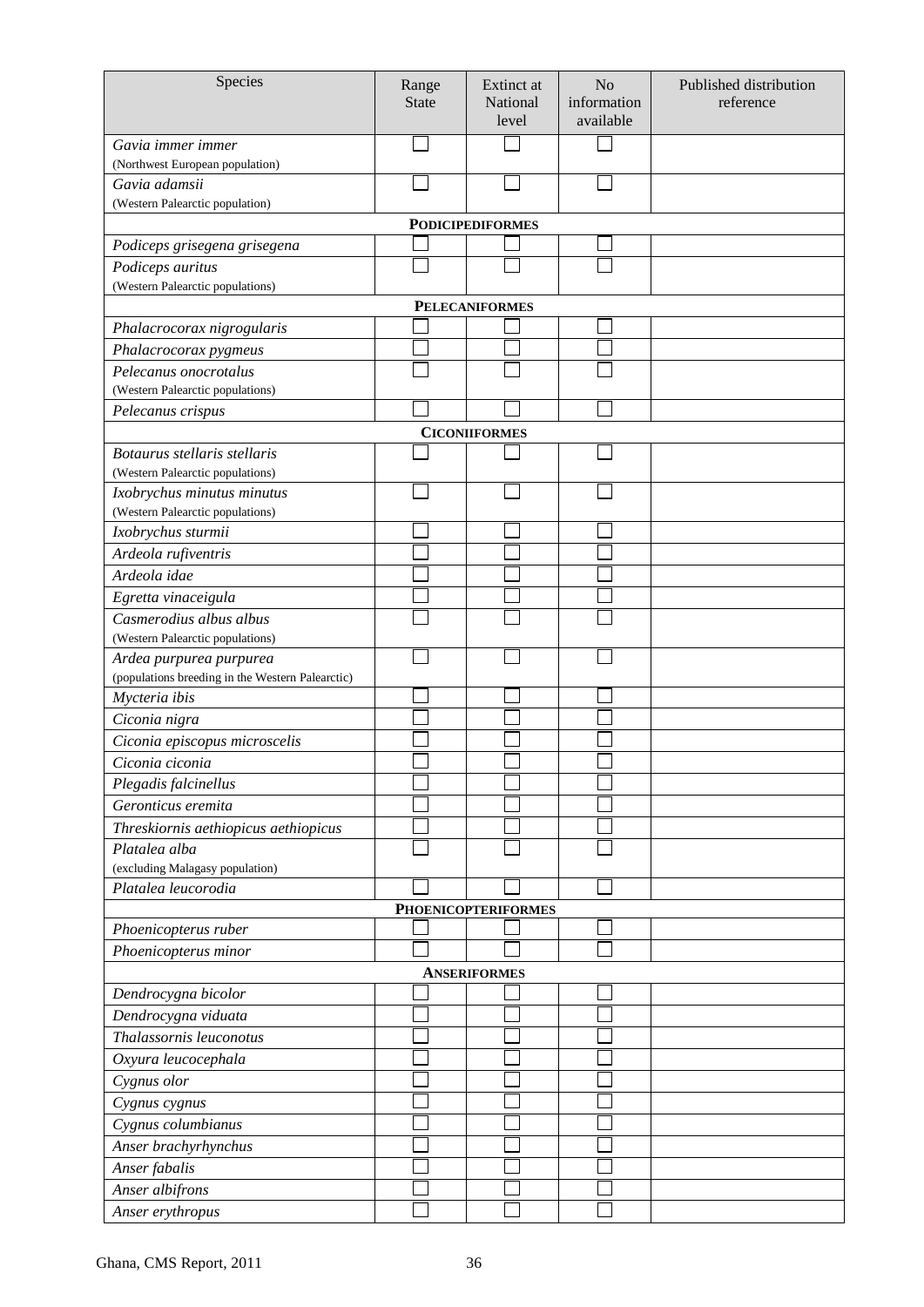| Species | Range State | Extinct at National level | No information available | Published distribution reference |
|---|---|---|---|---|
| *Gavia immer immer* (Northwest European population) | ☐ | ☐ | ☐ | |
| *Gavia adamsii* (Western Palearctic population) | ☐ | ☐ | ☐ | |
| **PODICIPEDIFORMES** | | | | |
| *Podiceps grisegena grisegena* | ☐ | ☐ | ☐ | |
| *Podiceps auritus* (Western Palearctic populations) | ☐ | ☐ | ☐ | |
| **PELECANIFORMES** | | | | |
| *Phalacrocorax nigrogularis* | ☐ | ☐ | ☐ | |
| *Phalacrocorax pygmeus* | ☐ | ☐ | ☐ | |
| *Pelecanus onocrotalus* (Western Palearctic populations) | ☐ | ☐ | ☐ | |
| *Pelecanus crispus* | ☐ | ☐ | ☐ | |
| **CICONIIFORMES** | | | | |
| *Botaurus stellaris stellaris* (Western Palearctic populations) | ☐ | ☐ | ☐ | |
| *Ixobrychus minutus minutus* (Western Palearctic populations) | ☐ | ☐ | ☐ | |
| *Ixobrychus sturmii* | ☐ | ☐ | ☐ | |
| *Ardeola rufiventris* | ☐ | ☐ | ☐ | |
| *Ardeola idae* | ☐ | ☐ | ☐ | |
| *Egretta vinaceigula* | ☐ | ☐ | ☐ | |
| *Casmerodius albus albus* (Western Palearctic populations) | ☐ | ☐ | ☐ | |
| *Ardea purpurea purpurea* (populations breeding in the Western Palearctic) | ☐ | ☐ | ☐ | |
| *Mycteria ibis* | ☐ | ☐ | ☐ | |
| *Ciconia nigra* | ☐ | ☐ | ☐ | |
| *Ciconia episcopus microscelis* | ☐ | ☐ | ☐ | |
| *Ciconia ciconia* | ☐ | ☐ | ☐ | |
| *Plegadis falcinellus* | ☐ | ☐ | ☐ | |
| *Geronticus eremita* | ☐ | ☐ | ☐ | |
| *Threskiornis aethiopicus aethiopicus* | ☐ | ☐ | ☐ | |
| *Platalea alba* (excluding Malagasy population) | ☐ | ☐ | ☐ | |
| *Platalea leucorodia* | ☐ | ☐ | ☐ | |
| **PHOENICOPTERIFORMES** | | | | |
| *Phoenicopterus ruber* | ☐ | ☐ | ☐ | |
| *Phoenicopterus minor* | ☐ | ☐ | ☐ | |
| **ANSERIFORMES** | | | | |
| *Dendrocygna bicolor* | ☐ | ☐ | ☐ | |
| *Dendrocygna viduata* | ☐ | ☐ | ☐ | |
| *Thalassornis leuconotus* | ☐ | ☐ | ☐ | |
| *Oxyura leucocephala* | ☐ | ☐ | ☐ | |
| *Cygnus olor* | ☐ | ☐ | ☐ | |
| *Cygnus cygnus* | ☐ | ☐ | ☐ | |
| *Cygnus columbianus* | ☐ | ☐ | ☐ | |
| *Anser brachyrhynchus* | ☐ | ☐ | ☐ | |
| *Anser fabalis* | ☐ | ☐ | ☐ | |
| *Anser albifrons* | ☐ | ☐ | ☐ | |
| *Anser erythropus* | ☐ | ☐ | ☐ | |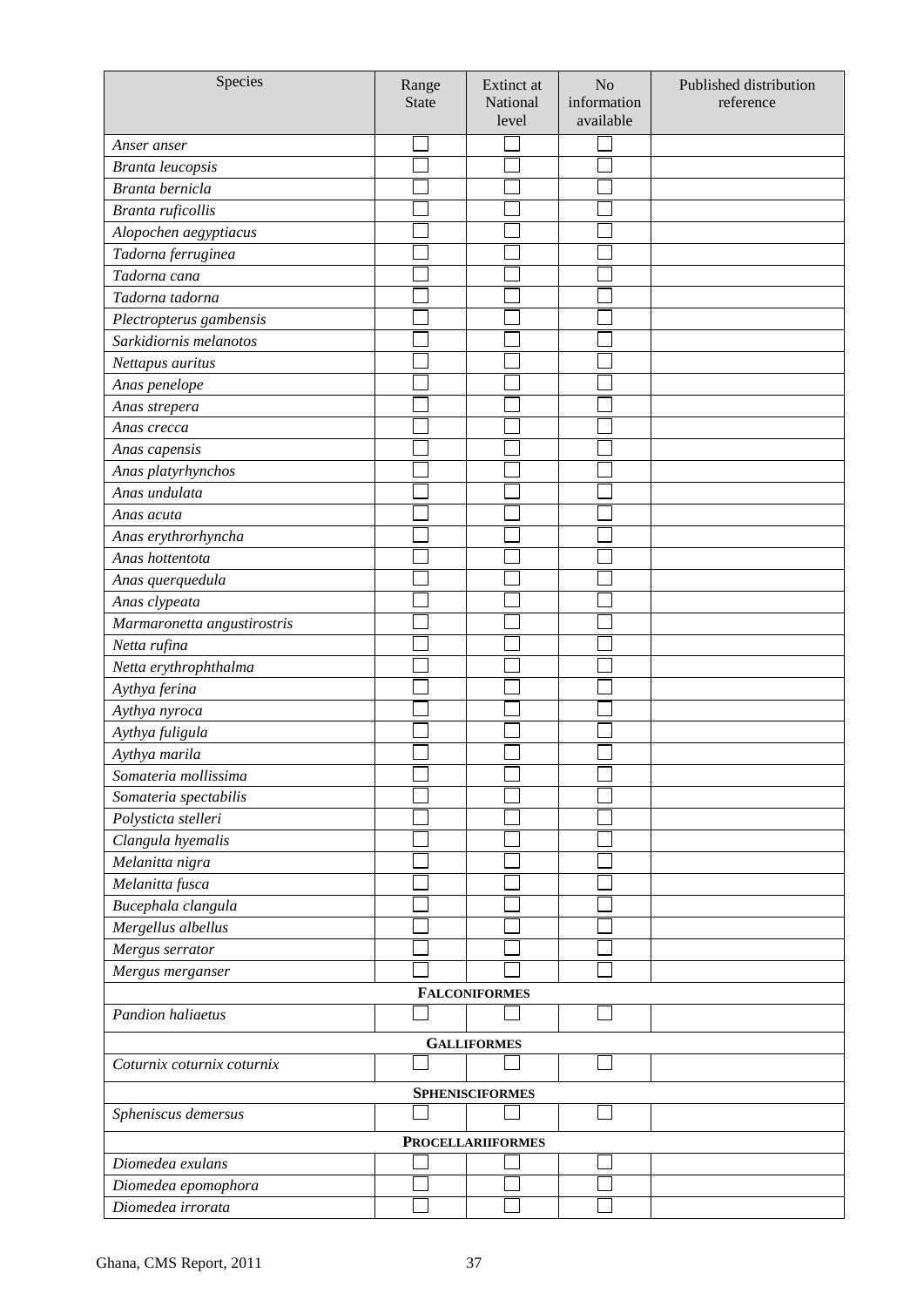| Species | Range State | Extinct at National level | No information available | Published distribution reference |
|---|---|---|---|---|
| *Anser anser* | ☐ | ☐ | ☐ | |
| *Branta leucopsis* | ☐ | ☐ | ☐ | |
| *Branta bernicla* | ☐ | ☐ | ☐ | |
| *Branta ruficollis* | ☐ | ☐ | ☐ | |
| *Alopochen aegyptiacus* | ☐ | ☐ | ☐ | |
| *Tadorna ferruginea* | ☐ | ☐ | ☐ | |
| *Tadorna cana* | ☐ | ☐ | ☐ | |
| *Tadorna tadorna* | ☐ | ☐ | ☐ | |
| *Plectropterus gambensis* | ☐ | ☐ | ☐ | |
| *Sarkidiornis melanotos* | ☐ | ☐ | ☐ | |
| *Nettapus auritus* | ☐ | ☐ | ☐ | |
| *Anas penelope* | ☐ | ☐ | ☐ | |
| *Anas strepera* | ☐ | ☐ | ☐ | |
| *Anas crecca* | ☐ | ☐ | ☐ | |
| *Anas capensis* | ☐ | ☐ | ☐ | |
| *Anas platyrhynchos* | ☐ | ☐ | ☐ | |
| *Anas undulata* | ☐ | ☐ | ☐ | |
| *Anas acuta* | ☐ | ☐ | ☐ | |
| *Anas erythrorhyncha* | ☐ | ☐ | ☐ | |
| *Anas hottentota* | ☐ | ☐ | ☐ | |
| *Anas querquedula* | ☐ | ☐ | ☐ | |
| *Anas clypeata* | ☐ | ☐ | ☐ | |
| *Marmaronetta angustirostris* | ☐ | ☐ | ☐ | |
| *Netta rufina* | ☐ | ☐ | ☐ | |
| *Netta erythrophthalma* | ☐ | ☐ | ☐ | |
| *Aythya ferina* | ☐ | ☐ | ☐ | |
| *Aythya nyroca* | ☐ | ☐ | ☐ | |
| *Aythya fuligula* | ☐ | ☐ | ☐ | |
| *Aythya marila* | ☐ | ☐ | ☐ | |
| *Somateria mollissima* | ☐ | ☐ | ☐ | |
| *Somateria spectabilis* | ☐ | ☐ | ☐ | |
| *Polysticta stelleri* | ☐ | ☐ | ☐ | |
| *Clangula hyemalis* | ☐ | ☐ | ☐ | |
| *Melanitta nigra* | ☐ | ☐ | ☐ | |
| *Melanitta fusca* | ☐ | ☐ | ☐ | |
| *Bucephala clangula* | ☐ | ☐ | ☐ | |
| *Mergellus albellus* | ☐ | ☐ | ☐ | |
| *Mergus serrator* | ☐ | ☐ | ☐ | |
| *Mergus merganser* | ☐ | ☐ | ☐ | |
| **FALCONIFORMES** | | | | |
| *Pandion haliaetus* | ☐ | ☐ | ☐ | |
| **GALLIFORMES** | | | | |
| *Coturnix coturnix coturnix* | ☐ | ☐ | ☐ | |
| **SPHENISCIFORMES** | | | | |
| *Spheniscus demersus* | ☐ | ☐ | ☐ | |
| **PROCELLARIIFORMES** | | | | |
| *Diomedea exulans* | ☐ | ☐ | ☐ | |
| *Diomedea epomophora* | ☐ | ☐ | ☐ | |
| *Diomedea irrorata* | ☐ | ☐ | ☐ | |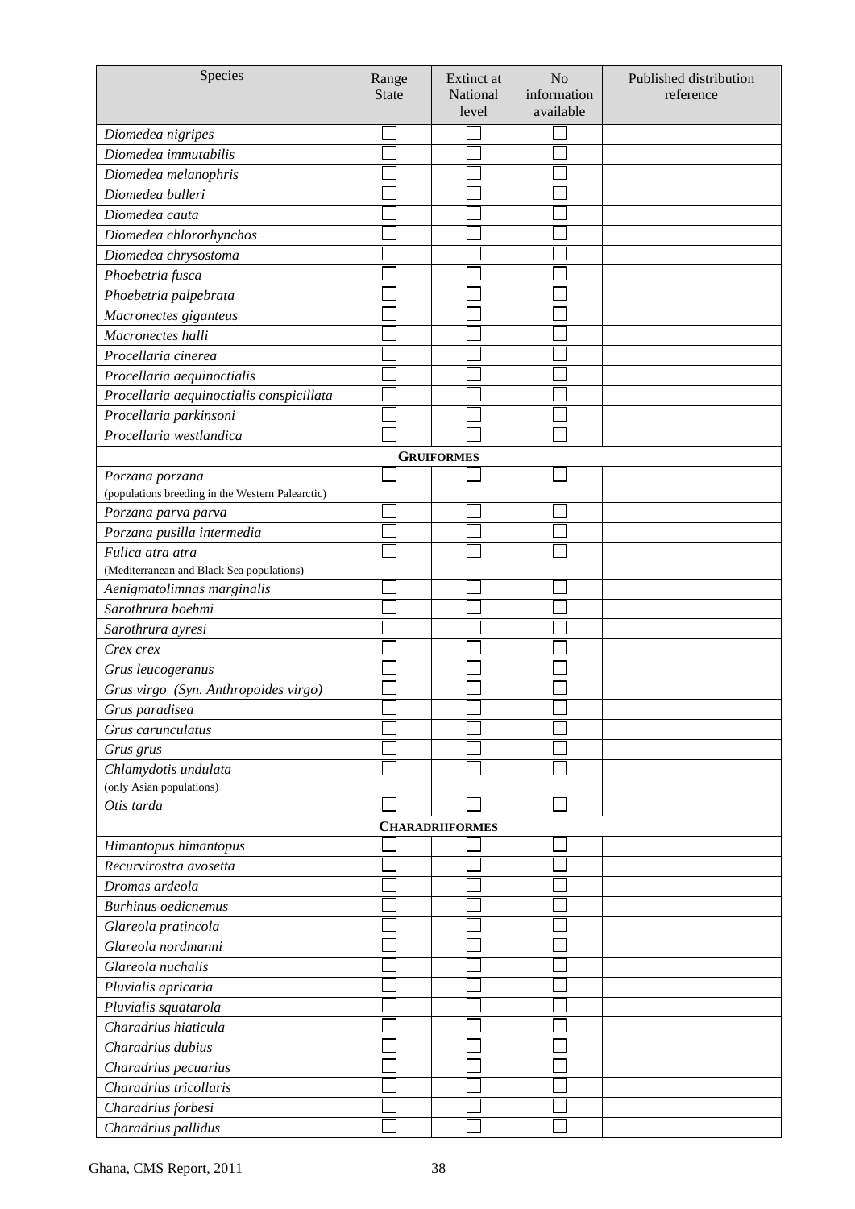| Species | Range State | Extinct at National level | No information available | Published distribution reference |
|---|---|---|---|---|
| *Diomedea nigripes* | ☐ | ☐ | ☐ | |
| *Diomedea immutabilis* | ☐ | ☐ | ☐ | |
| *Diomedea melanophris* | ☐ | ☐ | ☐ | |
| *Diomedea bulleri* | ☐ | ☐ | ☐ | |
| *Diomedea cauta* | ☐ | ☐ | ☐ | |
| *Diomedea chlororhynchos* | ☐ | ☐ | ☐ | |
| *Diomedea chrysostoma* | ☐ | ☐ | ☐ | |
| *Phoebetria fusca* | ☐ | ☐ | ☐ | |
| *Phoebetria palpebrata* | ☐ | ☐ | ☐ | |
| *Macronectes giganteus* | ☐ | ☐ | ☐ | |
| *Macronectes halli* | ☐ | ☐ | ☐ | |
| *Procellaria cinerea* | ☐ | ☐ | ☐ | |
| *Procellaria aequinoctialis* | ☐ | ☐ | ☐ | |
| *Procellaria aequinoctialis conspicillata* | ☐ | ☐ | ☐ | |
| *Procellaria parkinsoni* | ☐ | ☐ | ☐ | |
| *Procellaria westlandica* | ☐ | ☐ | ☐ | |
| **GRUIFORMES** | | | | |
| *Porzana porzana* (populations breeding in the Western Palearctic) | ☐ | ☐ | ☐ | |
| *Porzana parva parva* | ☐ | ☐ | ☐ | |
| *Porzana pusilla intermedia* | ☐ | ☐ | ☐ | |
| *Fulica atra atra* (Mediterranean and Black Sea populations) | ☐ | ☐ | ☐ | |
| *Aenigmatolimnas marginalis* | ☐ | ☐ | ☐ | |
| *Sarothrura boehmi* | ☐ | ☐ | ☐ | |
| *Sarothrura ayresi* | ☐ | ☐ | ☐ | |
| *Crex crex* | ☐ | ☐ | ☐ | |
| *Grus leucogeranus* | ☐ | ☐ | ☐ | |
| *Grus virgo (Syn. Anthropoides virgo)* | ☐ | ☐ | ☐ | |
| *Grus paradisea* | ☐ | ☐ | ☐ | |
| *Grus carunculatus* | ☐ | ☐ | ☐ | |
| *Grus grus* | ☐ | ☐ | ☐ | |
| *Chlamydotis undulata* (only Asian populations) | ☐ | ☐ | ☐ | |
| *Otis tarda* | ☐ | ☐ | ☐ | |
| **CHARADRIIFORMES** | | | | |
| *Himantopus himantopus* | ☐ | ☐ | ☐ | |
| *Recurvirostra avosetta* | ☐ | ☐ | ☐ | |
| *Dromas ardeola* | ☐ | ☐ | ☐ | |
| *Burhinus oedicnemus* | ☐ | ☐ | ☐ | |
| *Glareola pratincola* | ☐ | ☐ | ☐ | |
| *Glareola nordmanni* | ☐ | ☐ | ☐ | |
| *Glareola nuchalis* | ☐ | ☐ | ☐ | |
| *Pluvialis apricaria* | ☐ | ☐ | ☐ | |
| *Pluvialis squatarola* | ☐ | ☐ | ☐ | |
| *Charadrius hiaticula* | ☐ | ☐ | ☐ | |
| *Charadrius dubius* | ☐ | ☐ | ☐ | |
| *Charadrius pecuarius* | ☐ | ☐ | ☐ | |
| *Charadrius tricollaris* | ☐ | ☐ | ☐ | |
| *Charadrius forbesi* | ☐ | ☐ | ☐ | |
| *Charadrius pallidus* | ☐ | ☐ | ☐ | |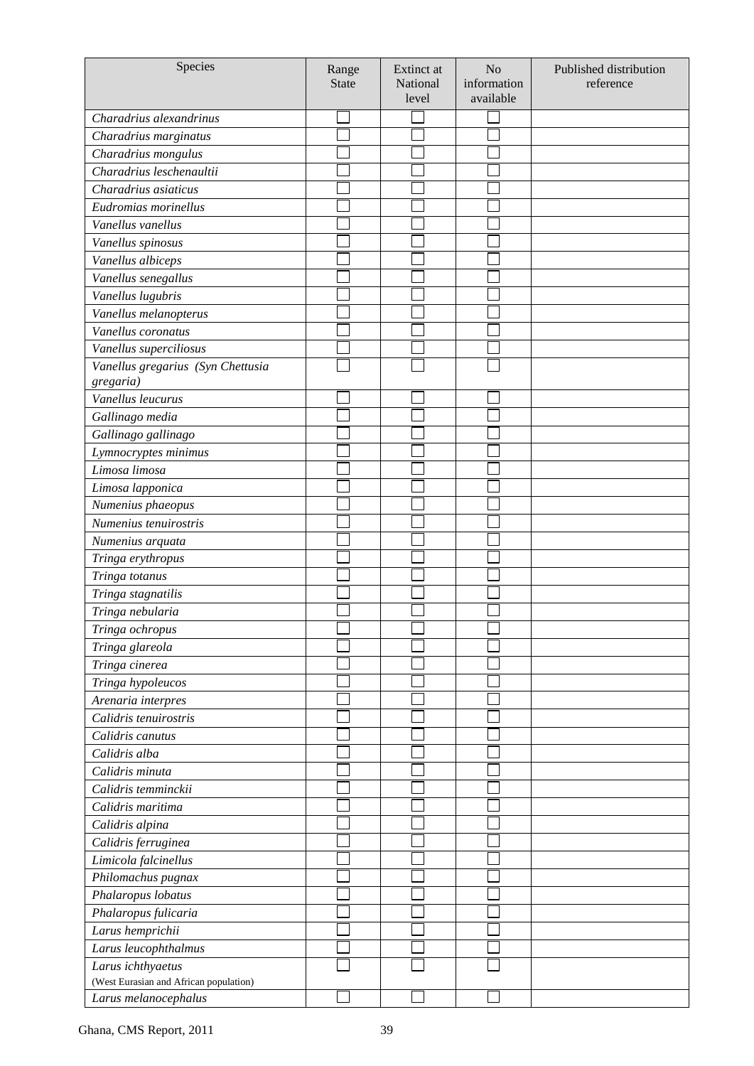| Species | Range State | Extinct at National level | No information available | Published distribution reference |
|---|---|---|---|---|
| *Charadrius alexandrinus* | ☐ | ☐ | ☐ | |
| *Charadrius marginatus* | ☐ | ☐ | ☐ | |
| *Charadrius mongulus* | ☐ | ☐ | ☐ | |
| *Charadrius leschenaultii* | ☐ | ☐ | ☐ | |
| *Charadrius asiaticus* | ☐ | ☐ | ☐ | |
| *Eudromias morinellus* | ☐ | ☐ | ☐ | |
| *Vanellus vanellus* | ☐ | ☐ | ☐ | |
| *Vanellus spinosus* | ☐ | ☐ | ☐ | |
| *Vanellus albiceps* | ☐ | ☐ | ☐ | |
| *Vanellus senegallus* | ☐ | ☐ | ☐ | |
| *Vanellus lugubris* | ☐ | ☐ | ☐ | |
| *Vanellus melanopterus* | ☐ | ☐ | ☐ | |
| *Vanellus coronatus* | ☐ | ☐ | ☐ | |
| *Vanellus superciliosus* | ☐ | ☐ | ☐ | |
| *Vanellus gregarius (Syn Chettusia gregaria)* | ☐ | ☐ | ☐ | |
| *Vanellus leucurus* | ☐ | ☐ | ☐ | |
| *Gallinago media* | ☐ | ☐ | ☐ | |
| *Gallinago gallinago* | ☐ | ☐ | ☐ | |
| *Lymnocryptes minimus* | ☐ | ☐ | ☐ | |
| *Limosa limosa* | ☐ | ☐ | ☐ | |
| *Limosa lapponica* | ☐ | ☐ | ☐ | |
| *Numenius phaeopus* | ☐ | ☐ | ☐ | |
| *Numenius tenuirostris* | ☐ | ☐ | ☐ | |
| *Numenius arquata* | ☐ | ☐ | ☐ | |
| *Tringa erythropus* | ☐ | ☐ | ☐ | |
| *Tringa totanus* | ☐ | ☐ | ☐ | |
| *Tringa stagnatilis* | ☐ | ☐ | ☐ | |
| *Tringa nebularia* | ☐ | ☐ | ☐ | |
| *Tringa ochropus* | ☐ | ☐ | ☐ | |
| *Tringa glareola* | ☐ | ☐ | ☐ | |
| *Tringa cinerea* | ☐ | ☐ | ☐ | |
| *Tringa hypoleucos* | ☐ | ☐ | ☐ | |
| *Arenaria interpres* | ☐ | ☐ | ☐ | |
| *Calidris tenuirostris* | ☐ | ☐ | ☐ | |
| *Calidris canutus* | ☐ | ☐ | ☐ | |
| *Calidris alba* | ☐ | ☐ | ☐ | |
| *Calidris minuta* | ☐ | ☐ | ☐ | |
| *Calidris temminckii* | ☐ | ☐ | ☐ | |
| *Calidris maritima* | ☐ | ☐ | ☐ | |
| *Calidris alpina* | ☐ | ☐ | ☐ | |
| *Calidris ferruginea* | ☐ | ☐ | ☐ | |
| *Limicola falcinellus* | ☐ | ☐ | ☐ | |
| *Philomachus pugnax* | ☐ | ☐ | ☐ | |
| *Phalaropus lobatus* | ☐ | ☐ | ☐ | |
| *Phalaropus fulicaria* | ☐ | ☐ | ☐ | |
| *Larus hemprichii* | ☐ | ☐ | ☐ | |
| *Larus leucophthalmus* | ☐ | ☐ | ☐ | |
| *Larus ichthyaetus* (West Eurasian and African population) | ☐ | ☐ | ☐ | |
| *Larus melanocephalus* | ☐ | ☐ | ☐ | |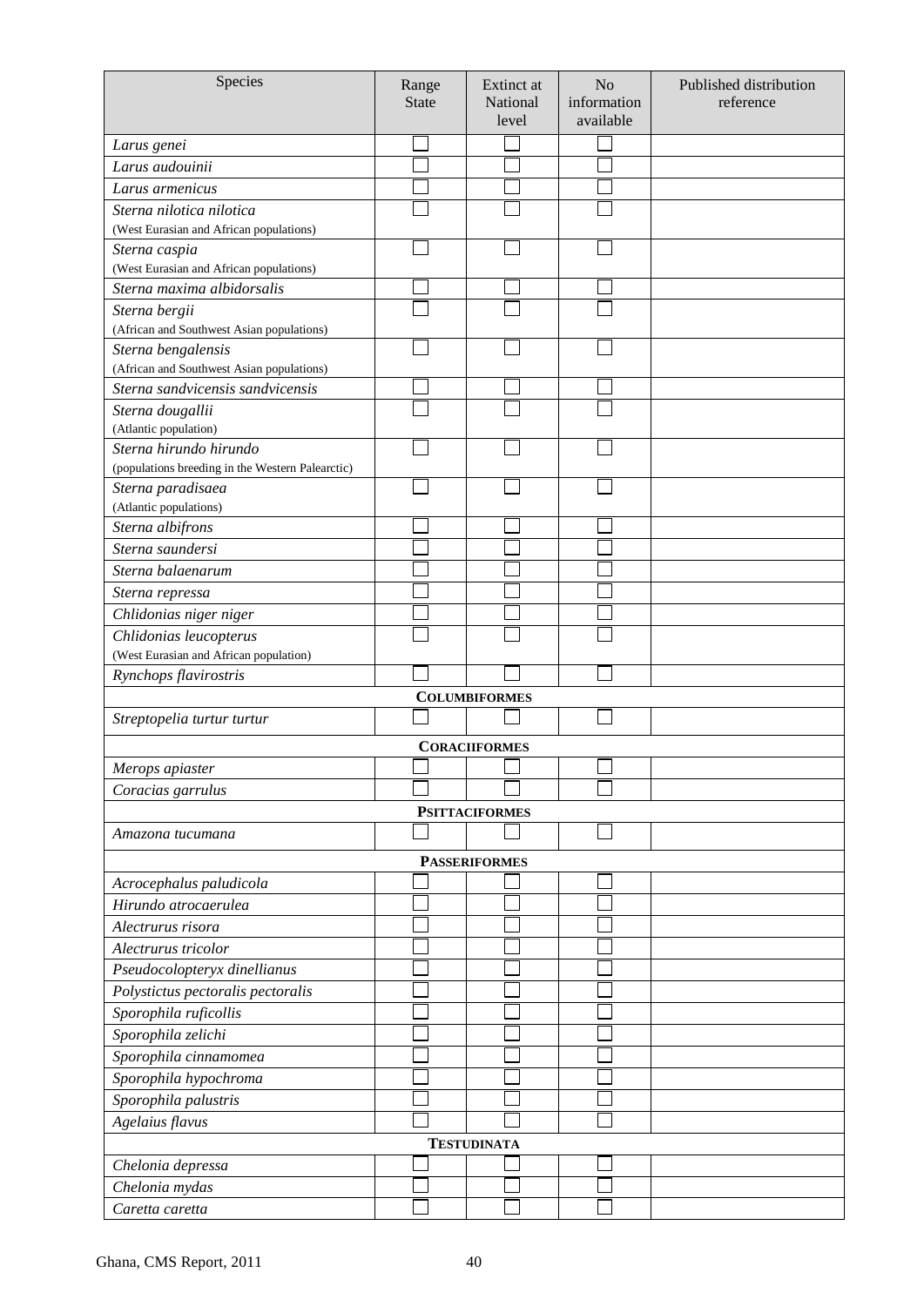| Species | Range State | Extinct at National level | No information available | Published distribution reference |
|---|---|---|---|---|
| *Larus genei* | ☐ | ☐ | ☐ | |
| *Larus audouinii* | ☐ | ☐ | ☐ | |
| *Larus armenicus* | ☐ | ☐ | ☐ | |
| *Sterna nilotica nilotica* (West Eurasian and African populations) | ☐ | ☐ | ☐ | |
| *Sterna caspia* (West Eurasian and African populations) | ☐ | ☐ | ☐ | |
| *Sterna maxima albidorsalis* | ☐ | ☐ | ☐ | |
| *Sterna bergii* (African and Southwest Asian populations) | ☐ | ☐ | ☐ | |
| *Sterna bengalensis* (African and Southwest Asian populations) | ☐ | ☐ | ☐ | |
| *Sterna sandvicensis sandvicensis* | ☐ | ☐ | ☐ | |
| *Sterna dougallii* (Atlantic population) | ☐ | ☐ | ☐ | |
| *Sterna hirundo hirundo* (populations breeding in the Western Palearctic) | ☐ | ☐ | ☐ | |
| *Sterna paradisaea* (Atlantic populations) | ☐ | ☐ | ☐ | |
| *Sterna albifrons* | ☐ | ☐ | ☐ | |
| *Sterna saundersi* | ☐ | ☐ | ☐ | |
| *Sterna balaenarum* | ☐ | ☐ | ☐ | |
| *Sterna repressa* | ☐ | ☐ | ☐ | |
| *Chlidonias niger niger* | ☐ | ☐ | ☐ | |
| *Chlidonias leucopterus* (West Eurasian and African population) | ☐ | ☐ | ☐ | |
| *Rynchops flavirostris* | ☐ | ☐ | ☐ | |
| **COLUMBIFORMES** | | | | |
| *Streptopelia turtur turtur* | ☐ | ☐ | ☐ | |
| **CORACIIFORMES** | | | | |
| *Merops apiaster* | ☐ | ☐ | ☐ | |
| *Coracias garrulus* | ☐ | ☐ | ☐ | |
| **PSITTACIFORMES** | | | | |
| *Amazona tucumana* | ☐ | ☐ | ☐ | |
| **PASSERIFORMES** | | | | |
| *Acrocephalus paludicola* | ☐ | ☐ | ☐ | |
| *Hirundo atrocaerulea* | ☐ | ☐ | ☐ | |
| *Alectrurus risora* | ☐ | ☐ | ☐ | |
| *Alectrurus tricolor* | ☐ | ☐ | ☐ | |
| *Pseudocolopteryx dinellianus* | ☐ | ☐ | ☐ | |
| *Polystictus pectoralis pectoralis* | ☐ | ☐ | ☐ | |
| *Sporophila ruficollis* | ☐ | ☐ | ☐ | |
| *Sporophila zelichi* | ☐ | ☐ | ☐ | |
| *Sporophila cinnamomea* | ☐ | ☐ | ☐ | |
| *Sporophila hypochroma* | ☐ | ☐ | ☐ | |
| *Sporophila palustris* | ☐ | ☐ | ☐ | |
| *Agelaius flavus* | ☐ | ☐ | ☐ | |
| **TESTUDINATA** | | | | |
| *Chelonia depressa* | ☐ | ☐ | ☐ | |
| *Chelonia mydas* | ☐ | ☐ | ☐ | |
| *Caretta caretta* | ☐ | ☐ | ☐ | |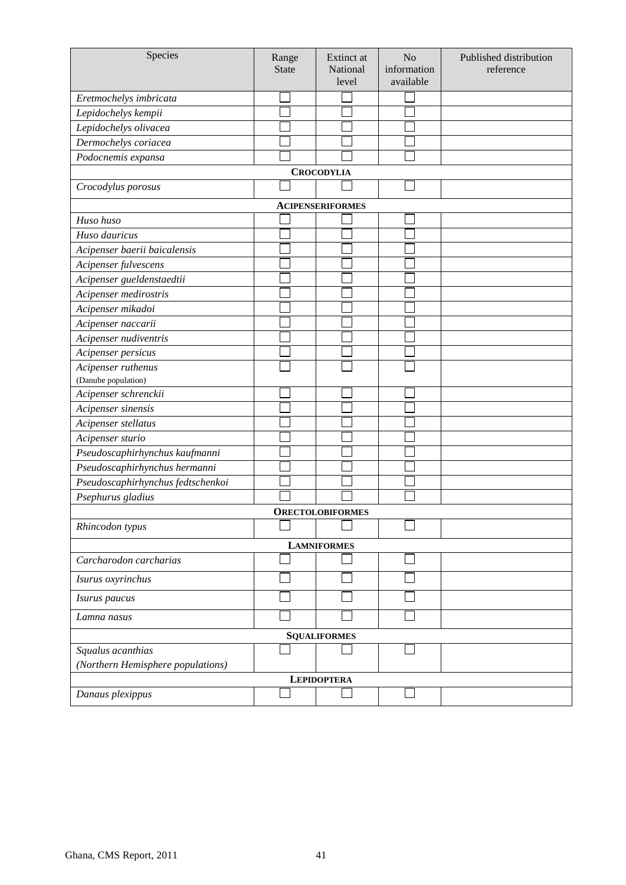| Species | Range State | Extinct at National level | No information available | Published distribution reference |
|---|---|---|---|---|
| *Eretmochelys imbricata* | ☐ | ☐ | ☐ | |
| *Lepidochelys kempii* | ☐ | ☐ | ☐ | |
| *Lepidochelys olivacea* | ☐ | ☐ | ☐ | |
| *Dermochelys coriacea* | ☐ | ☐ | ☐ | |
| *Podocnemis expansa* | ☐ | ☐ | ☐ | |
| **CROCODYLIA** | | | | |
| *Crocodylus porosus* | ☐ | ☐ | ☐ | |
| **ACIPENSERIFORMES** | | | | |
| *Huso huso* | ☐ | ☐ | ☐ | |
| *Huso dauricus* | ☐ | ☐ | ☐ | |
| *Acipenser baerii baicalensis* | ☐ | ☐ | ☐ | |
| *Acipenser fulvescens* | ☐ | ☐ | ☐ | |
| *Acipenser gueldenstaedtii* | ☐ | ☐ | ☐ | |
| *Acipenser medirostris* | ☐ | ☐ | ☐ | |
| *Acipenser mikadoi* | ☐ | ☐ | ☐ | |
| *Acipenser naccarii* | ☐ | ☐ | ☐ | |
| *Acipenser nudiventris* | ☐ | ☐ | ☐ | |
| *Acipenser persicus* | ☐ | ☐ | ☐ | |
| *Acipenser ruthenus* (Danube population) | ☐ | ☐ | ☐ | |
| *Acipenser schrenckii* | ☐ | ☐ | ☐ | |
| *Acipenser sinensis* | ☐ | ☐ | ☐ | |
| *Acipenser stellatus* | ☐ | ☐ | ☐ | |
| *Acipenser sturio* | ☐ | ☐ | ☐ | |
| *Pseudoscaphirhynchus kaufmanni* | ☐ | ☐ | ☐ | |
| *Pseudoscaphirhynchus hermanni* | ☐ | ☐ | ☐ | |
| *Pseudoscaphirhynchus fedtschenkoi* | ☐ | ☐ | ☐ | |
| *Psephurus gladius* | ☐ | ☐ | ☐ | |
| **ORECTOLOBIFORMES** | | | | |
| *Rhincodon typus* | ☐ | ☐ | ☐ | |
| **LAMNIFORMES** | | | | |
| *Carcharodon carcharias* | ☐ | ☐ | ☐ | |
| *Isurus oxyrinchus* | ☐ | ☐ | ☐ | |
| *Isurus paucus* | ☐ | ☐ | ☐ | |
| *Lamna nasus* | ☐ | ☐ | ☐ | |
| **SQUALIFORMES** | | | | |
| *Squalus acanthias (Northern Hemisphere populations)* | ☐ | ☐ | ☐ | |
| **LEPIDOPTERA** | | | | |
| *Danaus plexippus* | ☐ | ☐ | ☐ | |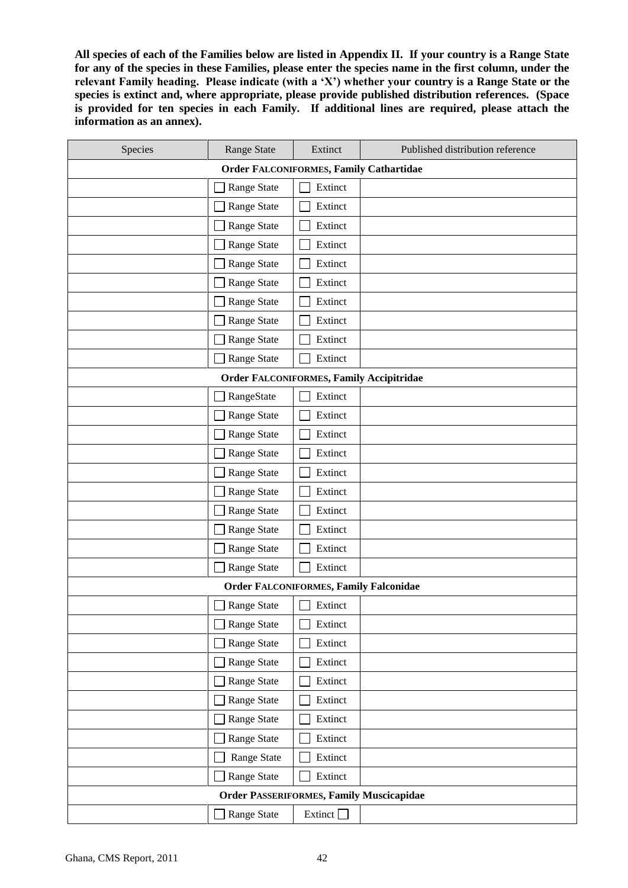**All species of each of the Families below are listed in Appendix II. If your country is a Range State for any of the species in these Families, please enter the species name in the first column, under the relevant Family heading. Please indicate (with a 'X') whether your country is a Range State or the species is extinct and, where appropriate, please provide published distribution references. (Space is provided for ten species in each Family. If additional lines are required, please attach the information as an annex).**

| Species | Range State | Extinct | Published distribution reference |
|---|---|---|---|
| **Order FALCONIFORMES, Family Cathartidae** | | | |
| | ☐ Range State | ☐ Extinct | |
| | ☐ Range State | ☐ Extinct | |
| | ☐ Range State | ☐ Extinct | |
| | ☐ Range State | ☐ Extinct | |
| | ☐ Range State | ☐ Extinct | |
| | ☐ Range State | ☐ Extinct | |
| | ☐ Range State | ☐ Extinct | |
| | ☐ Range State | ☐ Extinct | |
| | ☐ Range State | ☐ Extinct | |
| | ☐ Range State | ☐ Extinct | |
| **Order FALCONIFORMES, Family Accipitridae** | | | |
| | ☐ RangeState | ☐ Extinct | |
| | ☐ Range State | ☐ Extinct | |
| | ☐ Range State | ☐ Extinct | |
| | ☐ Range State | ☐ Extinct | |
| | ☐ Range State | ☐ Extinct | |
| | ☐ Range State | ☐ Extinct | |
| | ☐ Range State | ☐ Extinct | |
| | ☐ Range State | ☐ Extinct | |
| | ☐ Range State | ☐ Extinct | |
| | ☐ Range State | ☐ Extinct | |
| **Order FALCONIFORMES, Family Falconidae** | | | |
| | ☐ Range State | ☐ Extinct | |
| | ☐ Range State | ☐ Extinct | |
| | ☐ Range State | ☐ Extinct | |
| | ☐ Range State | ☐ Extinct | |
| | ☐ Range State | ☐ Extinct | |
| | ☐ Range State | ☐ Extinct | |
| | ☐ Range State | ☐ Extinct | |
| | ☐ Range State | ☐ Extinct | |
| | ☐ Range State | ☐ Extinct | |
| | ☐ Range State | ☐ Extinct | |
| **Order PASSERIFORMES, Family Muscicapidae** | | | |
| | ☐ Range State | Extinct ☐ | |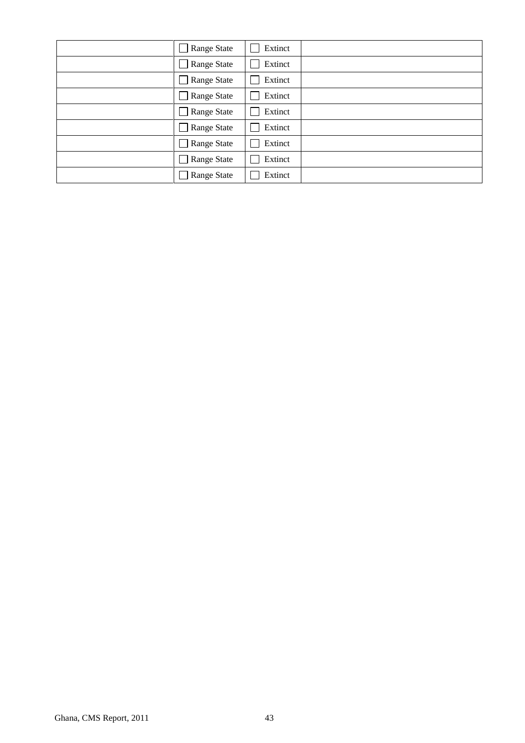| | | | |
|---|---|---|---|
| | ☐ Range State | ☐ Extinct | |
| | ☐ Range State | ☐ Extinct | |
| | ☐ Range State | ☐ Extinct | |
| | ☐ Range State | ☐ Extinct | |
| | ☐ Range State | ☐ Extinct | |
| | ☐ Range State | ☐ Extinct | |
| | ☐ Range State | ☐ Extinct | |
| | ☐ Range State | ☐ Extinct | |
| | ☐ Range State | ☐ Extinct | |